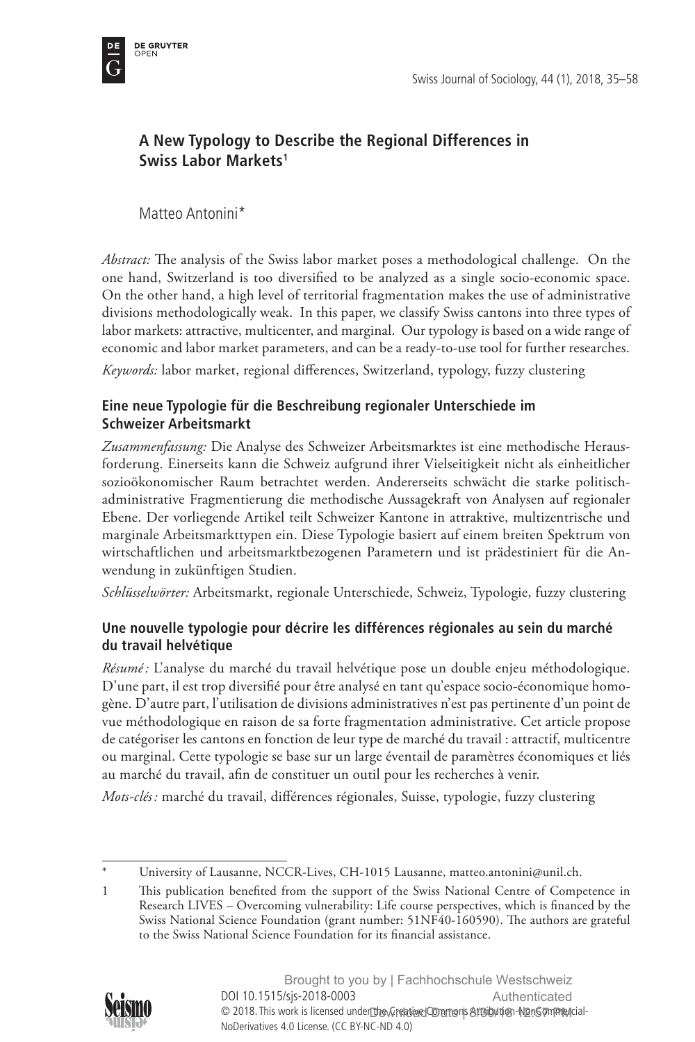# A New Typology to Describe the Regional Differences in Swiss Labor Markets[1]

Matteo Antonini*

*Abstract:* The analysis of the Swiss labor market poses a methodological challenge. On the one hand, Switzerland is too diversified to be analyzed as a single socio-economic space. On the other hand, a high level of territorial fragmentation makes the use of administrative divisions methodologically weak. In this paper, we classify Swiss cantons into three types of labor markets: attractive, multicenter, and marginal. Our typology is based on a wide range of economic and labor market parameters, and can be a ready-to-use tool for further researches.

*Keywords:* labor market, regional differences, Switzerland, typology, fuzzy clustering

## Eine neue Typologie für die Beschreibung regionaler Unterschiede im Schweizer Arbeitsmarkt

*Zusammenfassung:* Die Analyse des Schweizer Arbeitsmarktes ist eine methodische Herausforderung. Einerseits kann die Schweiz aufgrund ihrer Vielseitigkeit nicht als einheitlicher sozioökonomischer Raum betrachtet werden. Andererseits schwächt die starke politisch-administrative Fragmentierung die methodische Aussagekraft von Analysen auf regionaler Ebene. Der vorliegende Artikel teilt Schweizer Kantone in attraktive, multizentrische und marginale Arbeitsmarkttypen ein. Diese Typologie basiert auf einem breiten Spektrum von wirtschaftlichen und arbeitsmarktbezogenen Parametern und ist prädestiniert für die Anwendung in zukünftigen Studien.

*Schlüsselwörter:* Arbeitsmarkt, regionale Unterschiede, Schweiz, Typologie, fuzzy clustering

## Une nouvelle typologie pour décrire les différences régionales au sein du marché du travail helvétique

*Résumé :* L'analyse du marché du travail helvétique pose un double enjeu méthodologique. D'une part, il est trop diversifié pour être analysé en tant qu'espace socio-économique homogène. D'autre part, l'utilisation de divisions administratives n'est pas pertinente d'un point de vue méthodologique en raison de sa forte fragmentation administrative. Cet article propose de catégoriser les cantons en fonction de leur type de marché du travail : attractif, multicentre ou marginal. Cette typologie se base sur un large éventail de paramètres économiques et liés au marché du travail, afin de constituer un outil pour les recherches à venir.

*Mots-clés :* marché du travail, différences régionales, Suisse, typologie, fuzzy clustering

---

\* University of Lausanne, NCCR-Lives, CH-1015 Lausanne, matteo.antonini@unil.ch.

1 This publication benefited from the support of the Swiss National Centre of Competence in Research LIVES – Overcoming vulnerability: Life course perspectives, which is financed by the Swiss National Science Foundation (grant number: 51NF40-160590). The authors are grateful to the Swiss National Science Foundation for its financial assistance.

DOI 10.1515/sjs-2018-0003

© 2018. This work is licensed under the Creative Commons Attribution-NonCommercial-NoDerivatives 4.0 License. (CC BY-NC-ND 4.0)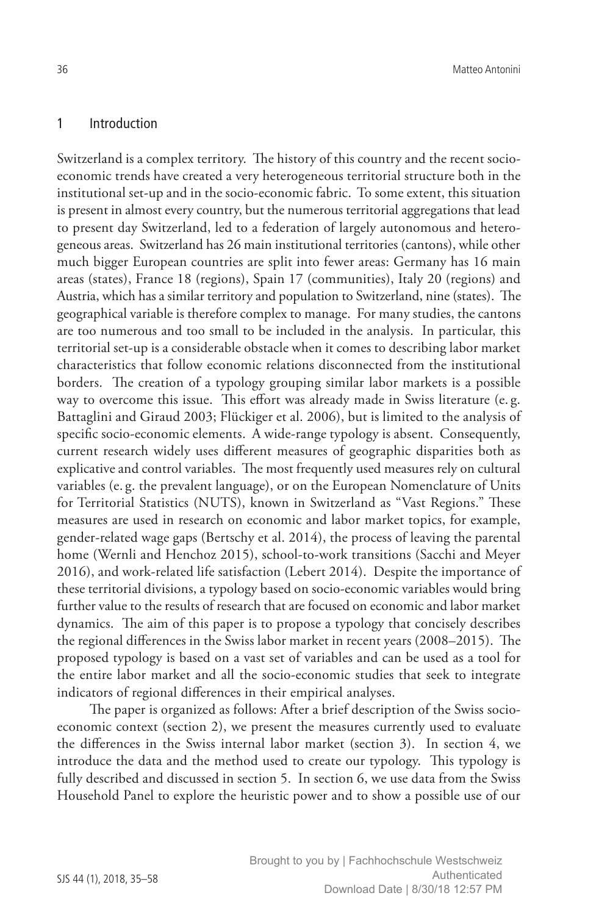## 1 Introduction

Switzerland is a complex territory. The history of this country and the recent socio-economic trends have created a very heterogeneous territorial structure both in the institutional set-up and in the socio-economic fabric. To some extent, this situation is present in almost every country, but the numerous territorial aggregations that lead to present day Switzerland, led to a federation of largely autonomous and heterogeneous areas. Switzerland has 26 main institutional territories (cantons), while other much bigger European countries are split into fewer areas: Germany has 16 main areas (states), France 18 (regions), Spain 17 (communities), Italy 20 (regions) and Austria, which has a similar territory and population to Switzerland, nine (states). The geographical variable is therefore complex to manage. For many studies, the cantons are too numerous and too small to be included in the analysis. In particular, this territorial set-up is a considerable obstacle when it comes to describing labor market characteristics that follow economic relations disconnected from the institutional borders. The creation of a typology grouping similar labor markets is a possible way to overcome this issue. This effort was already made in Swiss literature (e.g. Battaglini and Giraud 2003; Flückiger et al. 2006), but is limited to the analysis of specific socio-economic elements. A wide-range typology is absent. Consequently, current research widely uses different measures of geographic disparities both as explicative and control variables. The most frequently used measures rely on cultural variables (e.g. the prevalent language), or on the European Nomenclature of Units for Territorial Statistics (NUTS), known in Switzerland as "Vast Regions." These measures are used in research on economic and labor market topics, for example, gender-related wage gaps (Bertschy et al. 2014), the process of leaving the parental home (Wernli and Henchoz 2015), school-to-work transitions (Sacchi and Meyer 2016), and work-related life satisfaction (Lebert 2014). Despite the importance of these territorial divisions, a typology based on socio-economic variables would bring further value to the results of research that are focused on economic and labor market dynamics. The aim of this paper is to propose a typology that concisely describes the regional differences in the Swiss labor market in recent years (2008–2015). The proposed typology is based on a vast set of variables and can be used as a tool for the entire labor market and all the socio-economic studies that seek to integrate indicators of regional differences in their empirical analyses.

The paper is organized as follows: After a brief description of the Swiss socio-economic context (section 2), we present the measures currently used to evaluate the differences in the Swiss internal labor market (section 3). In section 4, we introduce the data and the method used to create our typology. This typology is fully described and discussed in section 5. In section 6, we use data from the Swiss Household Panel to explore the heuristic power and to show a possible use of our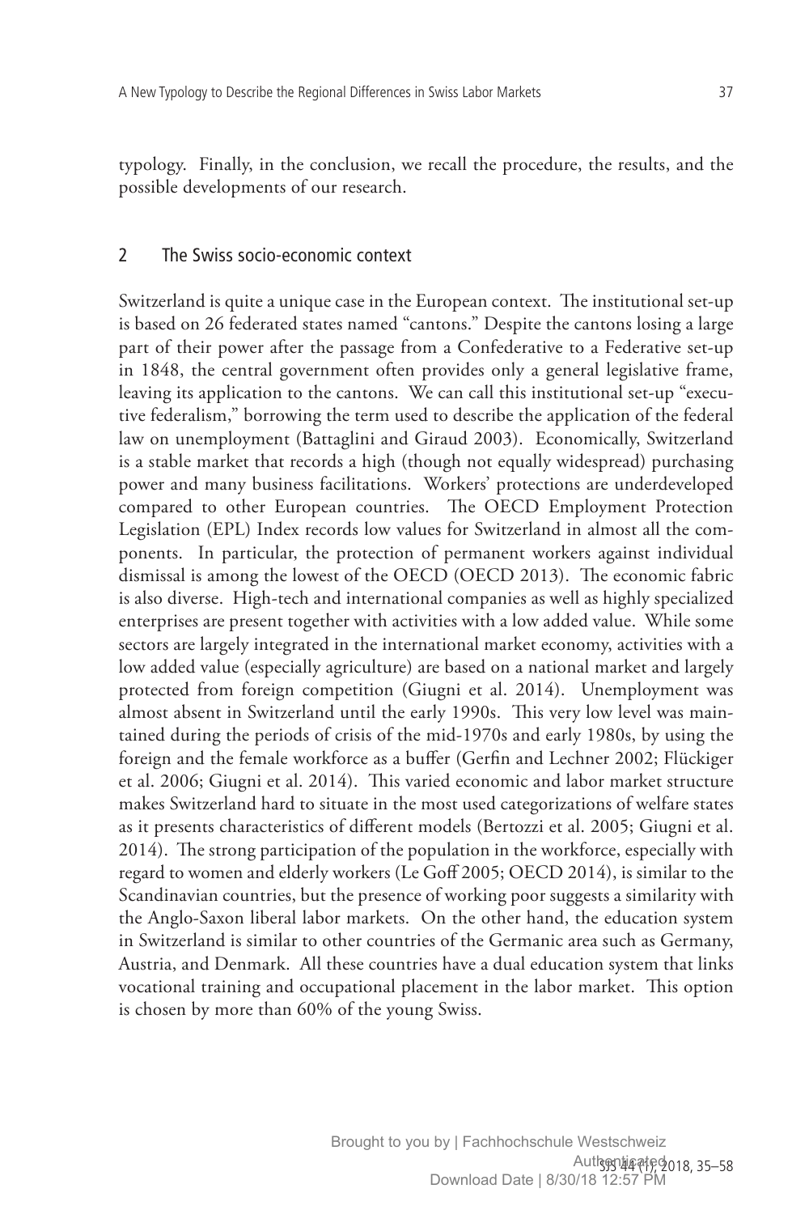typology. Finally, in the conclusion, we recall the procedure, the results, and the possible developments of our research.

## 2 The Swiss socio-economic context

Switzerland is quite a unique case in the European context. The institutional set-up is based on 26 federated states named "cantons." Despite the cantons losing a large part of their power after the passage from a Confederative to a Federative set-up in 1848, the central government often provides only a general legislative frame, leaving its application to the cantons. We can call this institutional set-up "executive federalism," borrowing the term used to describe the application of the federal law on unemployment (Battaglini and Giraud 2003). Economically, Switzerland is a stable market that records a high (though not equally widespread) purchasing power and many business facilitations. Workers' protections are underdeveloped compared to other European countries. The OECD Employment Protection Legislation (EPL) Index records low values for Switzerland in almost all the components. In particular, the protection of permanent workers against individual dismissal is among the lowest of the OECD (OECD 2013). The economic fabric is also diverse. High-tech and international companies as well as highly specialized enterprises are present together with activities with a low added value. While some sectors are largely integrated in the international market economy, activities with a low added value (especially agriculture) are based on a national market and largely protected from foreign competition (Giugni et al. 2014). Unemployment was almost absent in Switzerland until the early 1990s. This very low level was maintained during the periods of crisis of the mid-1970s and early 1980s, by using the foreign and the female workforce as a buffer (Gerfin and Lechner 2002; Flückiger et al. 2006; Giugni et al. 2014). This varied economic and labor market structure makes Switzerland hard to situate in the most used categorizations of welfare states as it presents characteristics of different models (Bertozzi et al. 2005; Giugni et al. 2014). The strong participation of the population in the workforce, especially with regard to women and elderly workers (Le Goff 2005; OECD 2014), is similar to the Scandinavian countries, but the presence of working poor suggests a similarity with the Anglo-Saxon liberal labor markets. On the other hand, the education system in Switzerland is similar to other countries of the Germanic area such as Germany, Austria, and Denmark. All these countries have a dual education system that links vocational training and occupational placement in the labor market. This option is chosen by more than 60% of the young Swiss.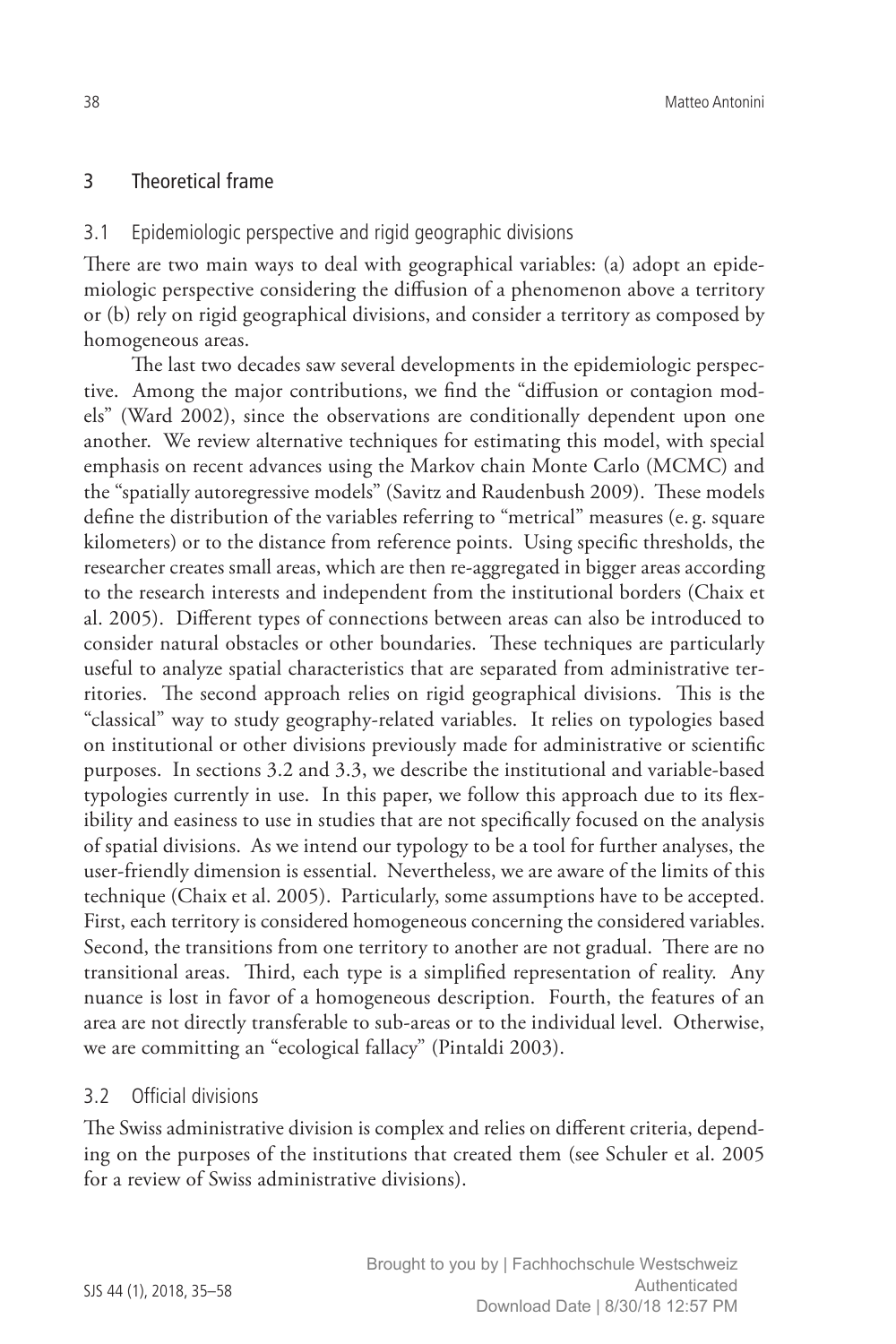## 3 Theoretical frame

### 3.1 Epidemiologic perspective and rigid geographic divisions

There are two main ways to deal with geographical variables: (a) adopt an epidemiologic perspective considering the diffusion of a phenomenon above a territory or (b) rely on rigid geographical divisions, and consider a territory as composed by homogeneous areas.

The last two decades saw several developments in the epidemiologic perspective. Among the major contributions, we find the "diffusion or contagion models" (Ward 2002), since the observations are conditionally dependent upon one another. We review alternative techniques for estimating this model, with special emphasis on recent advances using the Markov chain Monte Carlo (MCMC) and the "spatially autoregressive models" (Savitz and Raudenbush 2009). These models define the distribution of the variables referring to "metrical" measures (e. g. square kilometers) or to the distance from reference points. Using specific thresholds, the researcher creates small areas, which are then re-aggregated in bigger areas according to the research interests and independent from the institutional borders (Chaix et al. 2005). Different types of connections between areas can also be introduced to consider natural obstacles or other boundaries. These techniques are particularly useful to analyze spatial characteristics that are separated from administrative territories. The second approach relies on rigid geographical divisions. This is the "classical" way to study geography-related variables. It relies on typologies based on institutional or other divisions previously made for administrative or scientific purposes. In sections 3.2 and 3.3, we describe the institutional and variable-based typologies currently in use. In this paper, we follow this approach due to its flexibility and easiness to use in studies that are not specifically focused on the analysis of spatial divisions. As we intend our typology to be a tool for further analyses, the user-friendly dimension is essential. Nevertheless, we are aware of the limits of this technique (Chaix et al. 2005). Particularly, some assumptions have to be accepted. First, each territory is considered homogeneous concerning the considered variables. Second, the transitions from one territory to another are not gradual. There are no transitional areas. Third, each type is a simplified representation of reality. Any nuance is lost in favor of a homogeneous description. Fourth, the features of an area are not directly transferable to sub-areas or to the individual level. Otherwise, we are committing an "ecological fallacy" (Pintaldi 2003).

### 3.2 Official divisions

The Swiss administrative division is complex and relies on different criteria, depending on the purposes of the institutions that created them (see Schuler et al. 2005 for a review of Swiss administrative divisions).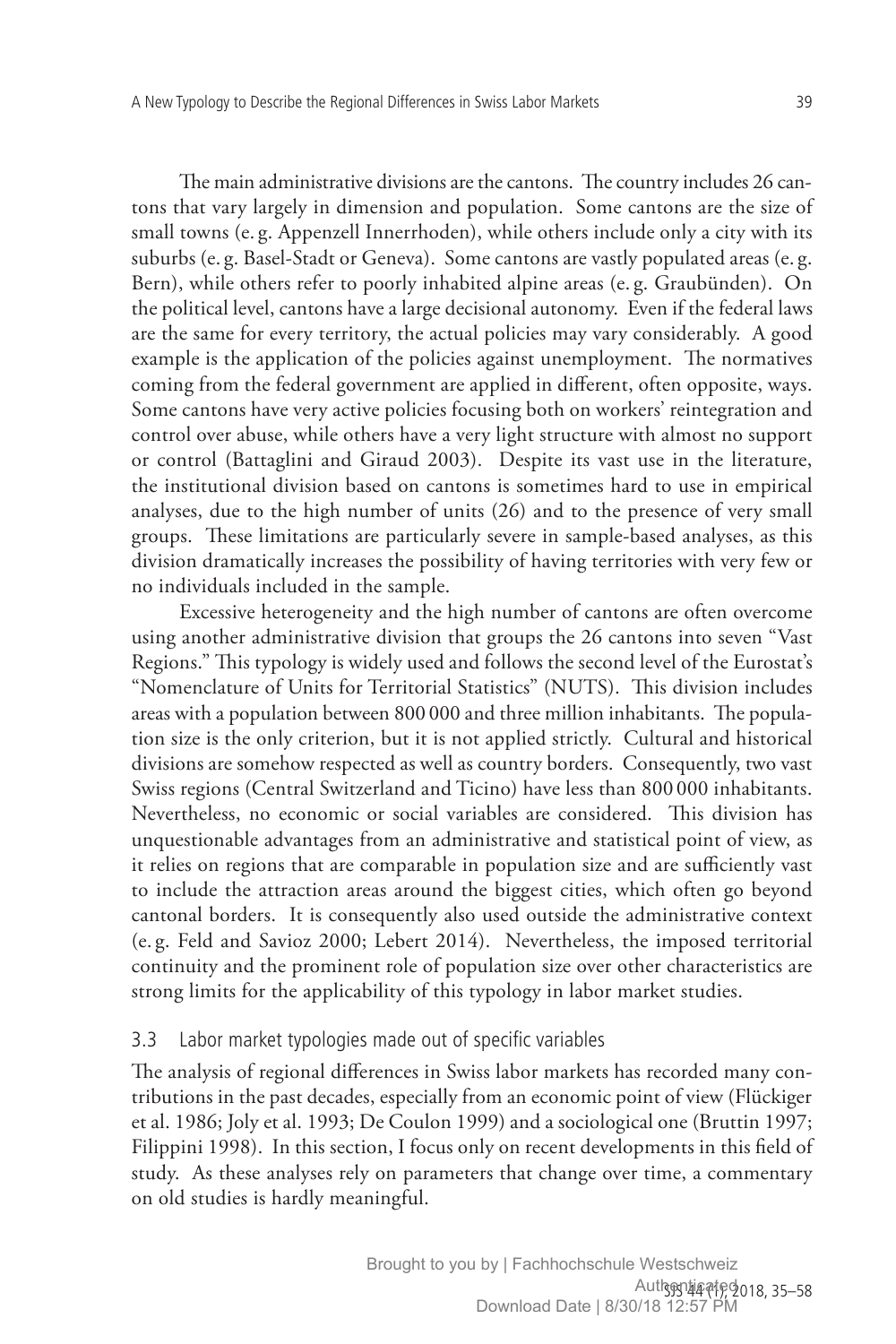The main administrative divisions are the cantons. The country includes 26 cantons that vary largely in dimension and population. Some cantons are the size of small towns (e. g. Appenzell Innerrhoden), while others include only a city with its suburbs (e. g. Basel-Stadt or Geneva). Some cantons are vastly populated areas (e. g. Bern), while others refer to poorly inhabited alpine areas (e. g. Graubünden). On the political level, cantons have a large decisional autonomy. Even if the federal laws are the same for every territory, the actual policies may vary considerably. A good example is the application of the policies against unemployment. The normatives coming from the federal government are applied in different, often opposite, ways. Some cantons have very active policies focusing both on workers' reintegration and control over abuse, while others have a very light structure with almost no support or control (Battaglini and Giraud 2003). Despite its vast use in the literature, the institutional division based on cantons is sometimes hard to use in empirical analyses, due to the high number of units (26) and to the presence of very small groups. These limitations are particularly severe in sample-based analyses, as this division dramatically increases the possibility of having territories with very few or no individuals included in the sample.

Excessive heterogeneity and the high number of cantons are often overcome using another administrative division that groups the 26 cantons into seven "Vast Regions." This typology is widely used and follows the second level of the Eurostat's "Nomenclature of Units for Territorial Statistics" (NUTS). This division includes areas with a population between 800 000 and three million inhabitants. The population size is the only criterion, but it is not applied strictly. Cultural and historical divisions are somehow respected as well as country borders. Consequently, two vast Swiss regions (Central Switzerland and Ticino) have less than 800 000 inhabitants. Nevertheless, no economic or social variables are considered. This division has unquestionable advantages from an administrative and statistical point of view, as it relies on regions that are comparable in population size and are sufficiently vast to include the attraction areas around the biggest cities, which often go beyond cantonal borders. It is consequently also used outside the administrative context (e. g. Feld and Savioz 2000; Lebert 2014). Nevertheless, the imposed territorial continuity and the prominent role of population size over other characteristics are strong limits for the applicability of this typology in labor market studies.

### 3.3 Labor market typologies made out of specific variables

The analysis of regional differences in Swiss labor markets has recorded many contributions in the past decades, especially from an economic point of view (Flückiger et al. 1986; Joly et al. 1993; De Coulon 1999) and a sociological one (Bruttin 1997; Filippini 1998). In this section, I focus only on recent developments in this field of study. As these analyses rely on parameters that change over time, a commentary on old studies is hardly meaningful.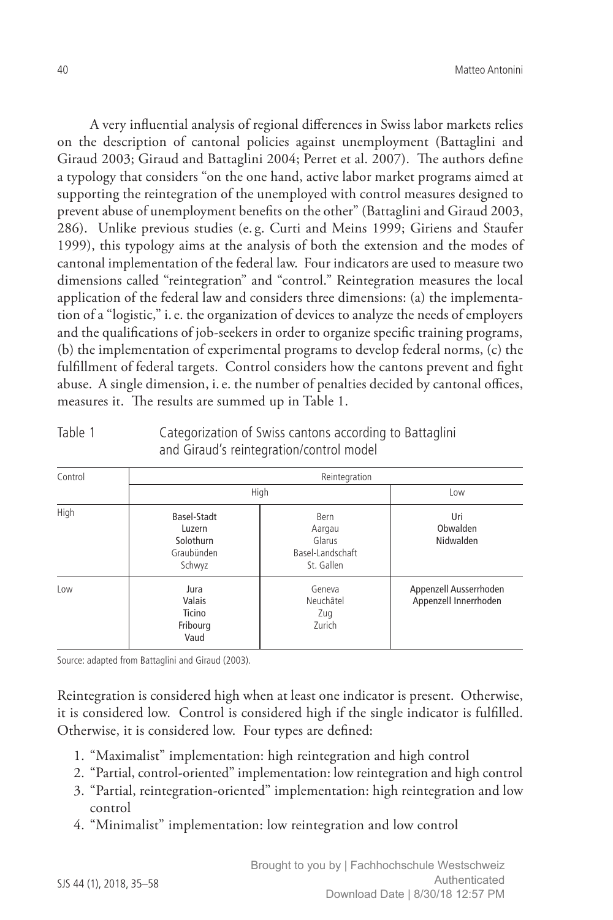A very influential analysis of regional differences in Swiss labor markets relies on the description of cantonal policies against unemployment (Battaglini and Giraud 2003; Giraud and Battaglini 2004; Perret et al. 2007). The authors define a typology that considers "on the one hand, active labor market programs aimed at supporting the reintegration of the unemployed with control measures designed to prevent abuse of unemployment benefits on the other" (Battaglini and Giraud 2003, 286). Unlike previous studies (e.g. Curti and Meins 1999; Giriens and Staufer 1999), this typology aims at the analysis of both the extension and the modes of cantonal implementation of the federal law. Four indicators are used to measure two dimensions called "reintegration" and "control." Reintegration measures the local application of the federal law and considers three dimensions: (a) the implementation of a "logistic," i.e. the organization of devices to analyze the needs of employers and the qualifications of job-seekers in order to organize specific training programs, (b) the implementation of experimental programs to develop federal norms, (c) the fulfillment of federal targets. Control considers how the cantons prevent and fight abuse. A single dimension, i.e. the number of penalties decided by cantonal offices, measures it. The results are summed up in Table 1.

Table 1 Categorization of Swiss cantons according to Battaglini and Giraud's reintegration/control model

| Control | Reintegration | | |
|---|---|---|---|
| | High | | Low |
| High | Basel-Stadt<br>Luzern<br>Solothurn<br>Graubünden<br>Schwyz | Bern<br>Aargau<br>Glarus<br>Basel-Landschaft<br>St. Gallen | Uri<br>Obwalden<br>Nidwalden |
| Low | Jura<br>Valais<br>Ticino<br>Fribourg<br>Vaud | Geneva<br>Neuchâtel<br>Zug<br>Zurich | Appenzell Ausserrhoden<br>Appenzell Innerrhoden |

Source: adapted from Battaglini and Giraud (2003).

Reintegration is considered high when at least one indicator is present. Otherwise, it is considered low. Control is considered high if the single indicator is fulfilled. Otherwise, it is considered low. Four types are defined:

1. "Maximalist" implementation: high reintegration and high control
2. "Partial, control-oriented" implementation: low reintegration and high control
3. "Partial, reintegration-oriented" implementation: high reintegration and low control
4. "Minimalist" implementation: low reintegration and low control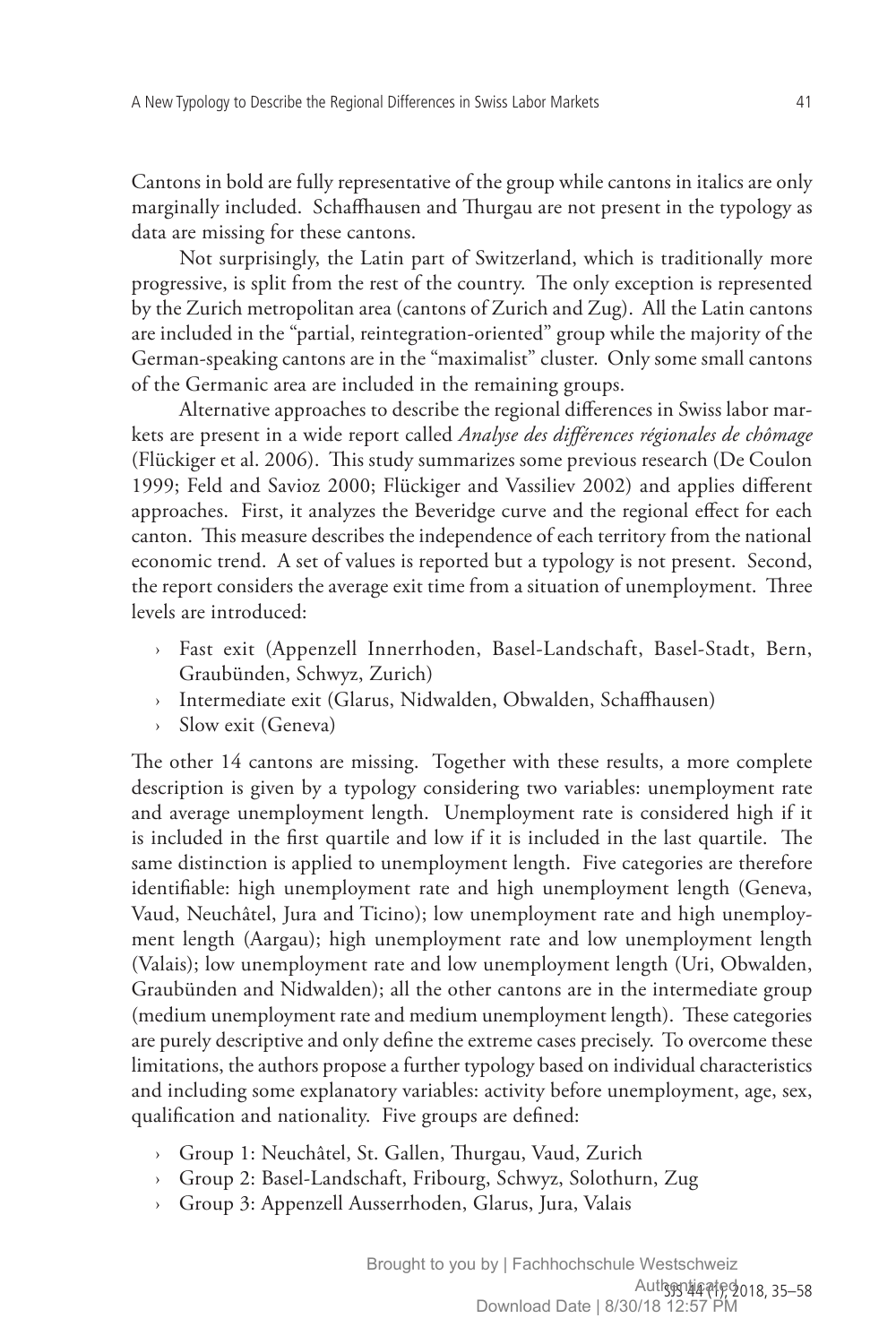Cantons in bold are fully representative of the group while cantons in italics are only marginally included. Schaffhausen and Thurgau are not present in the typology as data are missing for these cantons.

Not surprisingly, the Latin part of Switzerland, which is traditionally more progressive, is split from the rest of the country. The only exception is represented by the Zurich metropolitan area (cantons of Zurich and Zug). All the Latin cantons are included in the "partial, reintegration-oriented" group while the majority of the German-speaking cantons are in the "maximalist" cluster. Only some small cantons of the Germanic area are included in the remaining groups.

Alternative approaches to describe the regional differences in Swiss labor markets are present in a wide report called *Analyse des différences régionales de chômage* (Flückiger et al. 2006). This study summarizes some previous research (De Coulon 1999; Feld and Savioz 2000; Flückiger and Vassiliev 2002) and applies different approaches. First, it analyzes the Beveridge curve and the regional effect for each canton. This measure describes the independence of each territory from the national economic trend. A set of values is reported but a typology is not present. Second, the report considers the average exit time from a situation of unemployment. Three levels are introduced:

- Fast exit (Appenzell Innerrhoden, Basel-Landschaft, Basel-Stadt, Bern, Graubünden, Schwyz, Zurich)
- Intermediate exit (Glarus, Nidwalden, Obwalden, Schaffhausen)
- Slow exit (Geneva)

The other 14 cantons are missing. Together with these results, a more complete description is given by a typology considering two variables: unemployment rate and average unemployment length. Unemployment rate is considered high if it is included in the first quartile and low if it is included in the last quartile. The same distinction is applied to unemployment length. Five categories are therefore identifiable: high unemployment rate and high unemployment length (Geneva, Vaud, Neuchâtel, Jura and Ticino); low unemployment rate and high unemployment length (Aargau); high unemployment rate and low unemployment length (Valais); low unemployment rate and low unemployment length (Uri, Obwalden, Graubünden and Nidwalden); all the other cantons are in the intermediate group (medium unemployment rate and medium unemployment length). These categories are purely descriptive and only define the extreme cases precisely. To overcome these limitations, the authors propose a further typology based on individual characteristics and including some explanatory variables: activity before unemployment, age, sex, qualification and nationality. Five groups are defined:

- Group 1: Neuchâtel, St. Gallen, Thurgau, Vaud, Zurich
- Group 2: Basel-Landschaft, Fribourg, Schwyz, Solothurn, Zug
- Group 3: Appenzell Ausserrhoden, Glarus, Jura, Valais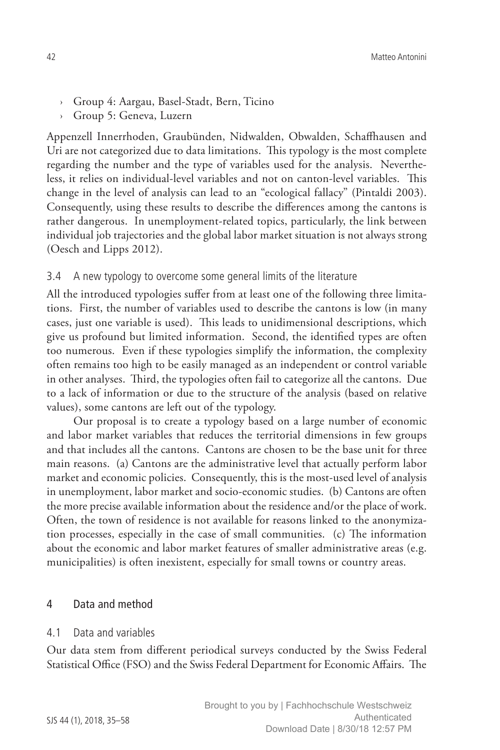- Group 4: Aargau, Basel-Stadt, Bern, Ticino
- Group 5: Geneva, Luzern

Appenzell Innerrhoden, Graubünden, Nidwalden, Obwalden, Schaffhausen and Uri are not categorized due to data limitations. This typology is the most complete regarding the number and the type of variables used for the analysis. Nevertheless, it relies on individual-level variables and not on canton-level variables. This change in the level of analysis can lead to an "ecological fallacy" (Pintaldi 2003). Consequently, using these results to describe the differences among the cantons is rather dangerous. In unemployment-related topics, particularly, the link between individual job trajectories and the global labor market situation is not always strong (Oesch and Lipps 2012).

### 3.4 A new typology to overcome some general limits of the literature

All the introduced typologies suffer from at least one of the following three limitations. First, the number of variables used to describe the cantons is low (in many cases, just one variable is used). This leads to unidimensional descriptions, which give us profound but limited information. Second, the identified types are often too numerous. Even if these typologies simplify the information, the complexity often remains too high to be easily managed as an independent or control variable in other analyses. Third, the typologies often fail to categorize all the cantons. Due to a lack of information or due to the structure of the analysis (based on relative values), some cantons are left out of the typology.

Our proposal is to create a typology based on a large number of economic and labor market variables that reduces the territorial dimensions in few groups and that includes all the cantons. Cantons are chosen to be the base unit for three main reasons. (a) Cantons are the administrative level that actually perform labor market and economic policies. Consequently, this is the most-used level of analysis in unemployment, labor market and socio-economic studies. (b) Cantons are often the more precise available information about the residence and/or the place of work. Often, the town of residence is not available for reasons linked to the anonymization processes, especially in the case of small communities. (c) The information about the economic and labor market features of smaller administrative areas (e.g. municipalities) is often inexistent, especially for small towns or country areas.

## 4 Data and method

### 4.1 Data and variables

Our data stem from different periodical surveys conducted by the Swiss Federal Statistical Office (FSO) and the Swiss Federal Department for Economic Affairs. The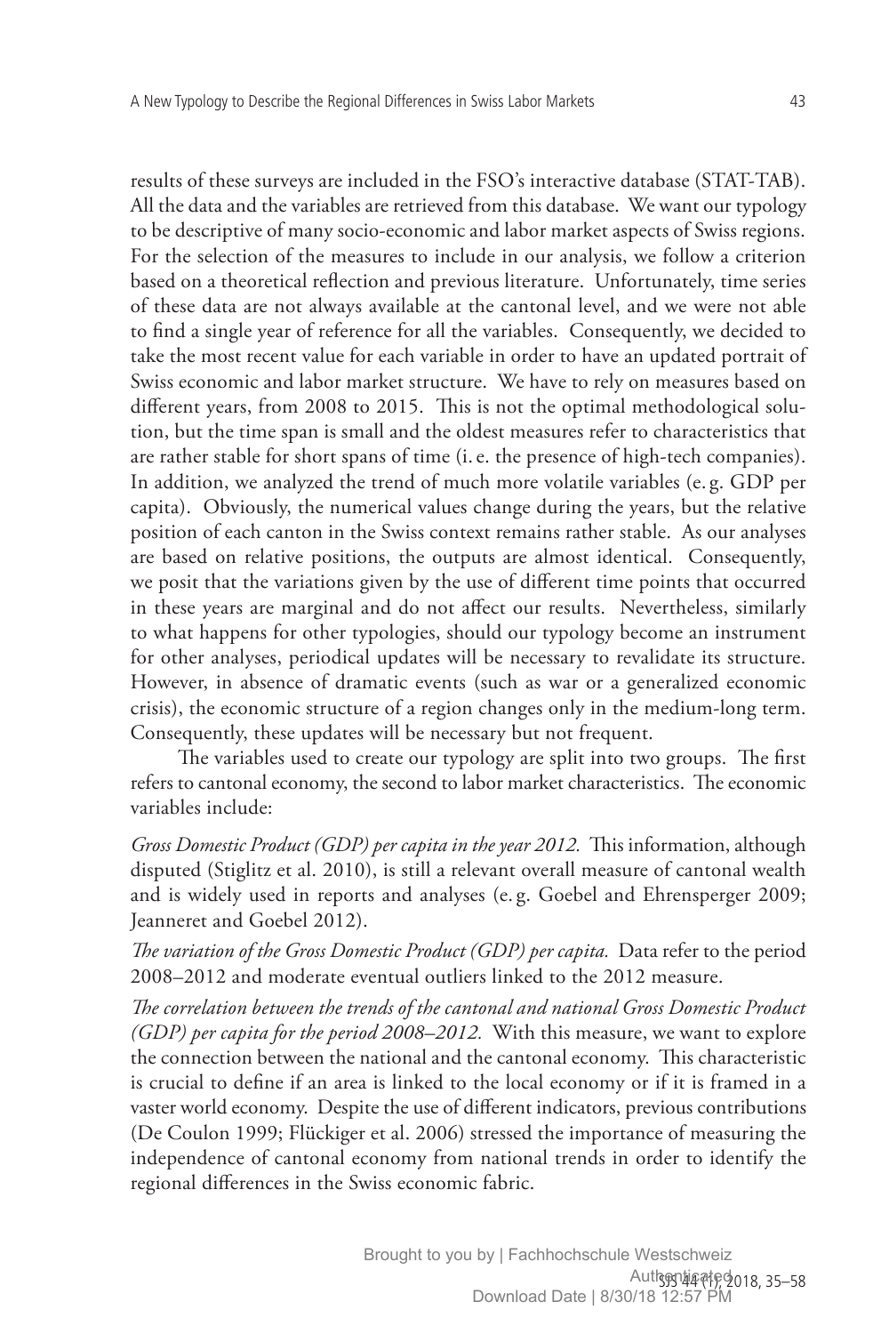results of these surveys are included in the FSO's interactive database (STAT-TAB). All the data and the variables are retrieved from this database. We want our typology to be descriptive of many socio-economic and labor market aspects of Swiss regions. For the selection of the measures to include in our analysis, we follow a criterion based on a theoretical reflection and previous literature. Unfortunately, time series of these data are not always available at the cantonal level, and we were not able to find a single year of reference for all the variables. Consequently, we decided to take the most recent value for each variable in order to have an updated portrait of Swiss economic and labor market structure. We have to rely on measures based on different years, from 2008 to 2015. This is not the optimal methodological solution, but the time span is small and the oldest measures refer to characteristics that are rather stable for short spans of time (i. e. the presence of high-tech companies). In addition, we analyzed the trend of much more volatile variables (e. g. GDP per capita). Obviously, the numerical values change during the years, but the relative position of each canton in the Swiss context remains rather stable. As our analyses are based on relative positions, the outputs are almost identical. Consequently, we posit that the variations given by the use of different time points that occurred in these years are marginal and do not affect our results. Nevertheless, similarly to what happens for other typologies, should our typology become an instrument for other analyses, periodical updates will be necessary to revalidate its structure. However, in absence of dramatic events (such as war or a generalized economic crisis), the economic structure of a region changes only in the medium-long term. Consequently, these updates will be necessary but not frequent.

The variables used to create our typology are split into two groups. The first refers to cantonal economy, the second to labor market characteristics. The economic variables include:

*Gross Domestic Product (GDP) per capita in the year 2012.* This information, although disputed (Stiglitz et al. 2010), is still a relevant overall measure of cantonal wealth and is widely used in reports and analyses (e. g. Goebel and Ehrensperger 2009; Jeanneret and Goebel 2012).

*The variation of the Gross Domestic Product (GDP) per capita.* Data refer to the period 2008–2012 and moderate eventual outliers linked to the 2012 measure.

*The correlation between the trends of the cantonal and national Gross Domestic Product (GDP) per capita for the period 2008–2012.* With this measure, we want to explore the connection between the national and the cantonal economy. This characteristic is crucial to define if an area is linked to the local economy or if it is framed in a vaster world economy. Despite the use of different indicators, previous contributions (De Coulon 1999; Flückiger et al. 2006) stressed the importance of measuring the independence of cantonal economy from national trends in order to identify the regional differences in the Swiss economic fabric.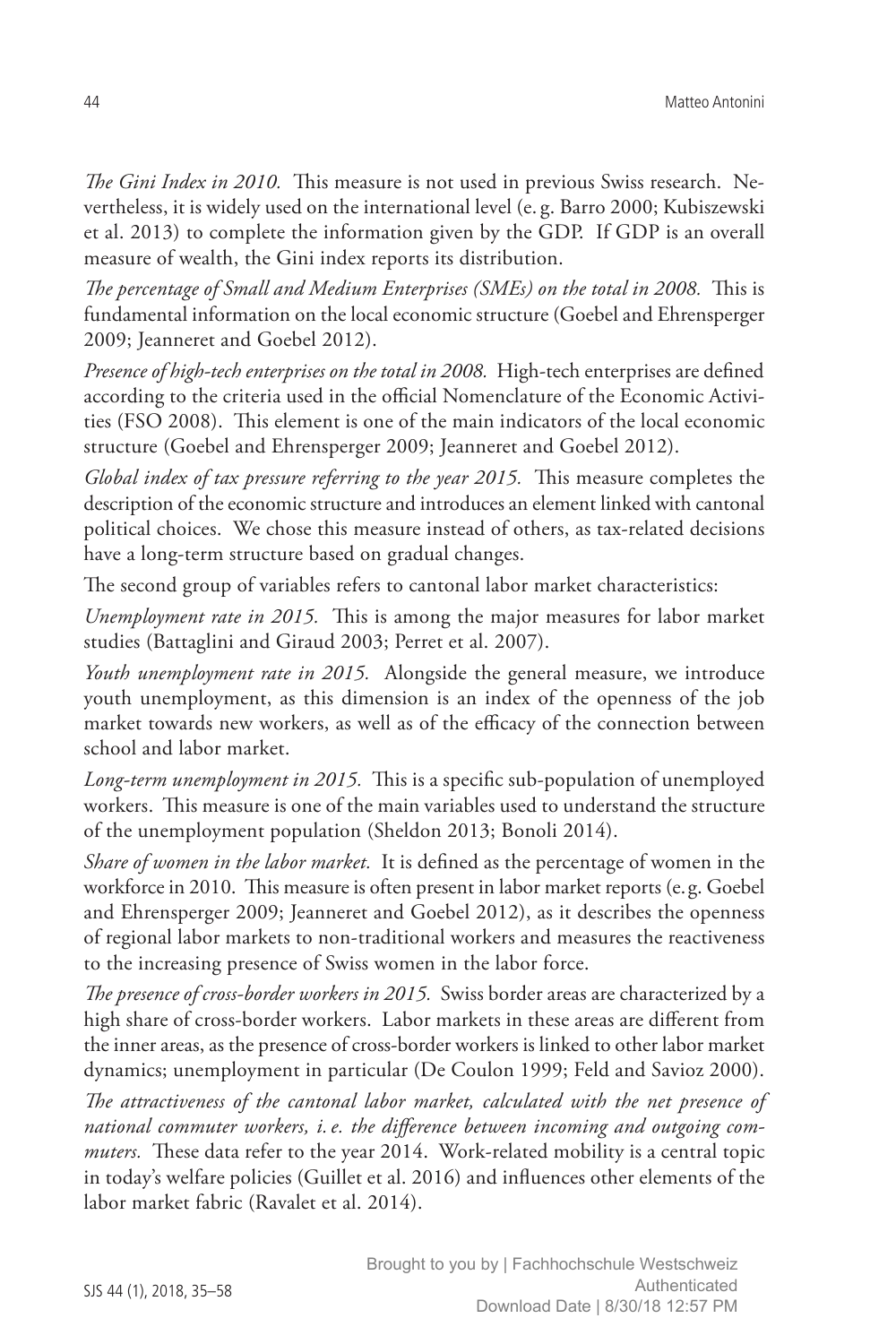*The Gini Index in 2010.* This measure is not used in previous Swiss research. Nevertheless, it is widely used on the international level (e.g. Barro 2000; Kubiszewski et al. 2013) to complete the information given by the GDP. If GDP is an overall measure of wealth, the Gini index reports its distribution.

*The percentage of Small and Medium Enterprises (SMEs) on the total in 2008.* This is fundamental information on the local economic structure (Goebel and Ehrensperger 2009; Jeanneret and Goebel 2012).

*Presence of high-tech enterprises on the total in 2008.* High-tech enterprises are defined according to the criteria used in the official Nomenclature of the Economic Activities (FSO 2008). This element is one of the main indicators of the local economic structure (Goebel and Ehrensperger 2009; Jeanneret and Goebel 2012).

*Global index of tax pressure referring to the year 2015.* This measure completes the description of the economic structure and introduces an element linked with cantonal political choices. We chose this measure instead of others, as tax-related decisions have a long-term structure based on gradual changes.

The second group of variables refers to cantonal labor market characteristics:

*Unemployment rate in 2015.* This is among the major measures for labor market studies (Battaglini and Giraud 2003; Perret et al. 2007).

*Youth unemployment rate in 2015.* Alongside the general measure, we introduce youth unemployment, as this dimension is an index of the openness of the job market towards new workers, as well as of the efficacy of the connection between school and labor market.

*Long-term unemployment in 2015.* This is a specific sub-population of unemployed workers. This measure is one of the main variables used to understand the structure of the unemployment population (Sheldon 2013; Bonoli 2014).

*Share of women in the labor market.* It is defined as the percentage of women in the workforce in 2010. This measure is often present in labor market reports (e.g. Goebel and Ehrensperger 2009; Jeanneret and Goebel 2012), as it describes the openness of regional labor markets to non-traditional workers and measures the reactiveness to the increasing presence of Swiss women in the labor force.

*The presence of cross-border workers in 2015.* Swiss border areas are characterized by a high share of cross-border workers. Labor markets in these areas are different from the inner areas, as the presence of cross-border workers is linked to other labor market dynamics; unemployment in particular (De Coulon 1999; Feld and Savioz 2000).

*The attractiveness of the cantonal labor market, calculated with the net presence of national commuter workers, i.e. the difference between incoming and outgoing commuters.* These data refer to the year 2014. Work-related mobility is a central topic in today's welfare policies (Guillet et al. 2016) and influences other elements of the labor market fabric (Ravalet et al. 2014).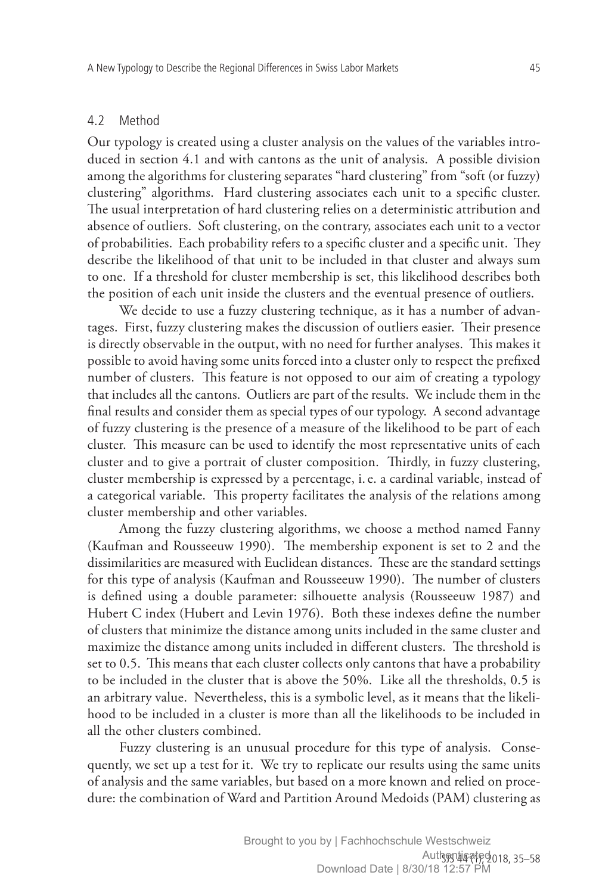### 4.2 Method

Our typology is created using a cluster analysis on the values of the variables introduced in section 4.1 and with cantons as the unit of analysis. A possible division among the algorithms for clustering separates "hard clustering" from "soft (or fuzzy) clustering" algorithms. Hard clustering associates each unit to a specific cluster. The usual interpretation of hard clustering relies on a deterministic attribution and absence of outliers. Soft clustering, on the contrary, associates each unit to a vector of probabilities. Each probability refers to a specific cluster and a specific unit. They describe the likelihood of that unit to be included in that cluster and always sum to one. If a threshold for cluster membership is set, this likelihood describes both the position of each unit inside the clusters and the eventual presence of outliers.

We decide to use a fuzzy clustering technique, as it has a number of advantages. First, fuzzy clustering makes the discussion of outliers easier. Their presence is directly observable in the output, with no need for further analyses. This makes it possible to avoid having some units forced into a cluster only to respect the prefixed number of clusters. This feature is not opposed to our aim of creating a typology that includes all the cantons. Outliers are part of the results. We include them in the final results and consider them as special types of our typology. A second advantage of fuzzy clustering is the presence of a measure of the likelihood to be part of each cluster. This measure can be used to identify the most representative units of each cluster and to give a portrait of cluster composition. Thirdly, in fuzzy clustering, cluster membership is expressed by a percentage, i. e. a cardinal variable, instead of a categorical variable. This property facilitates the analysis of the relations among cluster membership and other variables.

Among the fuzzy clustering algorithms, we choose a method named Fanny (Kaufman and Rousseeuw 1990). The membership exponent is set to 2 and the dissimilarities are measured with Euclidean distances. These are the standard settings for this type of analysis (Kaufman and Rousseeuw 1990). The number of clusters is defined using a double parameter: silhouette analysis (Rousseeuw 1987) and Hubert C index (Hubert and Levin 1976). Both these indexes define the number of clusters that minimize the distance among units included in the same cluster and maximize the distance among units included in different clusters. The threshold is set to 0.5. This means that each cluster collects only cantons that have a probability to be included in the cluster that is above the 50%. Like all the thresholds, 0.5 is an arbitrary value. Nevertheless, this is a symbolic level, as it means that the likelihood to be included in a cluster is more than all the likelihoods to be included in all the other clusters combined.

Fuzzy clustering is an unusual procedure for this type of analysis. Consequently, we set up a test for it. We try to replicate our results using the same units of analysis and the same variables, but based on a more known and relied on procedure: the combination of Ward and Partition Around Medoids (PAM) clustering as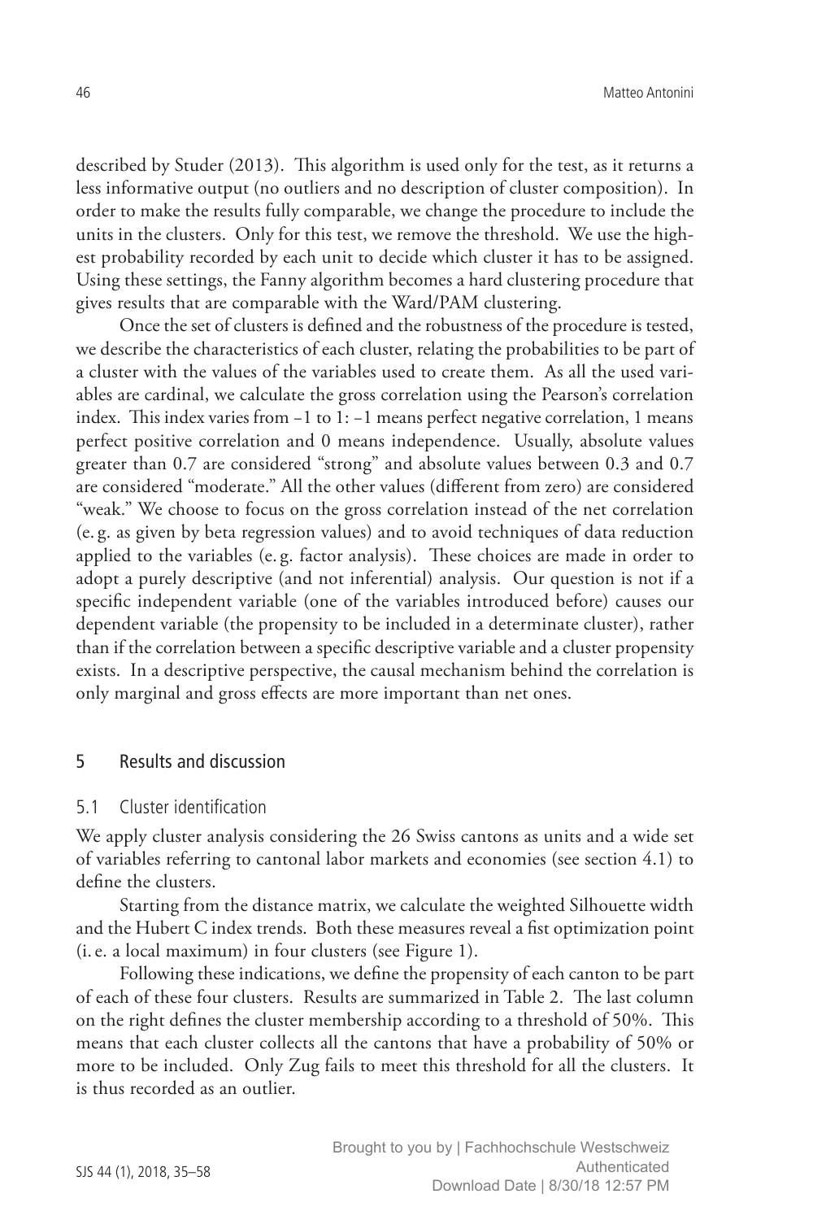described by Studer (2013). This algorithm is used only for the test, as it returns a less informative output (no outliers and no description of cluster composition). In order to make the results fully comparable, we change the procedure to include the units in the clusters. Only for this test, we remove the threshold. We use the highest probability recorded by each unit to decide which cluster it has to be assigned. Using these settings, the Fanny algorithm becomes a hard clustering procedure that gives results that are comparable with the Ward/PAM clustering.

Once the set of clusters is defined and the robustness of the procedure is tested, we describe the characteristics of each cluster, relating the probabilities to be part of a cluster with the values of the variables used to create them. As all the used variables are cardinal, we calculate the gross correlation using the Pearson's correlation index. This index varies from −1 to 1: −1 means perfect negative correlation, 1 means perfect positive correlation and 0 means independence. Usually, absolute values greater than 0.7 are considered "strong" and absolute values between 0.3 and 0.7 are considered "moderate." All the other values (different from zero) are considered "weak." We choose to focus on the gross correlation instead of the net correlation (e. g. as given by beta regression values) and to avoid techniques of data reduction applied to the variables (e. g. factor analysis). These choices are made in order to adopt a purely descriptive (and not inferential) analysis. Our question is not if a specific independent variable (one of the variables introduced before) causes our dependent variable (the propensity to be included in a determinate cluster), rather than if the correlation between a specific descriptive variable and a cluster propensity exists. In a descriptive perspective, the causal mechanism behind the correlation is only marginal and gross effects are more important than net ones.

## 5 Results and discussion

### 5.1 Cluster identification

We apply cluster analysis considering the 26 Swiss cantons as units and a wide set of variables referring to cantonal labor markets and economies (see section 4.1) to define the clusters.

Starting from the distance matrix, we calculate the weighted Silhouette width and the Hubert C index trends. Both these measures reveal a fist optimization point (i. e. a local maximum) in four clusters (see Figure 1).

Following these indications, we define the propensity of each canton to be part of each of these four clusters. Results are summarized in Table 2. The last column on the right defines the cluster membership according to a threshold of 50%. This means that each cluster collects all the cantons that have a probability of 50% or more to be included. Only Zug fails to meet this threshold for all the clusters. It is thus recorded as an outlier.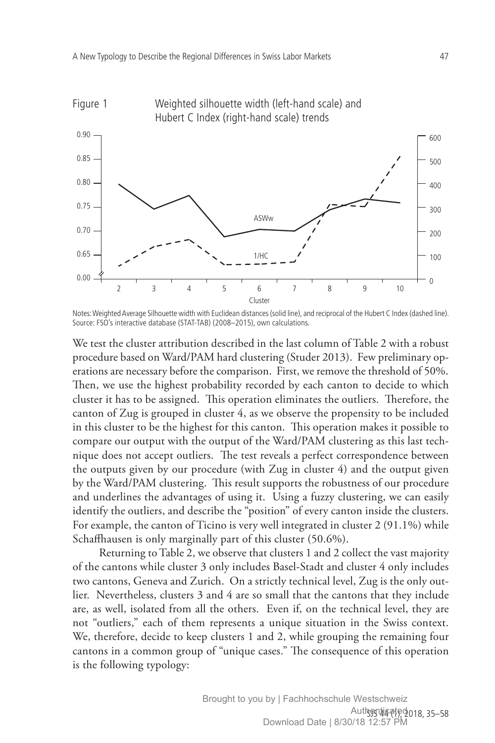Figure 1 Weighted silhouette width (left-hand scale) and Hubert C Index (right-hand scale) trends

Notes: Weighted Average Silhouette width with Euclidean distances (solid line), and reciprocal of the Hubert C Index (dashed line). Source: FSO's interactive database (STAT-TAB) (2008–2015), own calculations.

We test the cluster attribution described in the last column of Table 2 with a robust procedure based on Ward/PAM hard clustering (Studer 2013). Few preliminary operations are necessary before the comparison. First, we remove the threshold of 50%. Then, we use the highest probability recorded by each canton to decide to which cluster it has to be assigned. This operation eliminates the outliers. Therefore, the canton of Zug is grouped in cluster 4, as we observe the propensity to be included in this cluster to be the highest for this canton. This operation makes it possible to compare our output with the output of the Ward/PAM clustering as this last technique does not accept outliers. The test reveals a perfect correspondence between the outputs given by our procedure (with Zug in cluster 4) and the output given by the Ward/PAM clustering. This result supports the robustness of our procedure and underlines the advantages of using it. Using a fuzzy clustering, we can easily identify the outliers, and describe the "position" of every canton inside the clusters. For example, the canton of Ticino is very well integrated in cluster 2 (91.1%) while Schaffhausen is only marginally part of this cluster (50.6%).

Returning to Table 2, we observe that clusters 1 and 2 collect the vast majority of the cantons while cluster 3 only includes Basel-Stadt and cluster 4 only includes two cantons, Geneva and Zurich. On a strictly technical level, Zug is the only outlier. Nevertheless, clusters 3 and 4 are so small that the cantons that they include are, as well, isolated from all the others. Even if, on the technical level, they are not "outliers," each of them represents a unique situation in the Swiss context. We, therefore, decide to keep clusters 1 and 2, while grouping the remaining four cantons in a common group of "unique cases." The consequence of this operation is the following typology: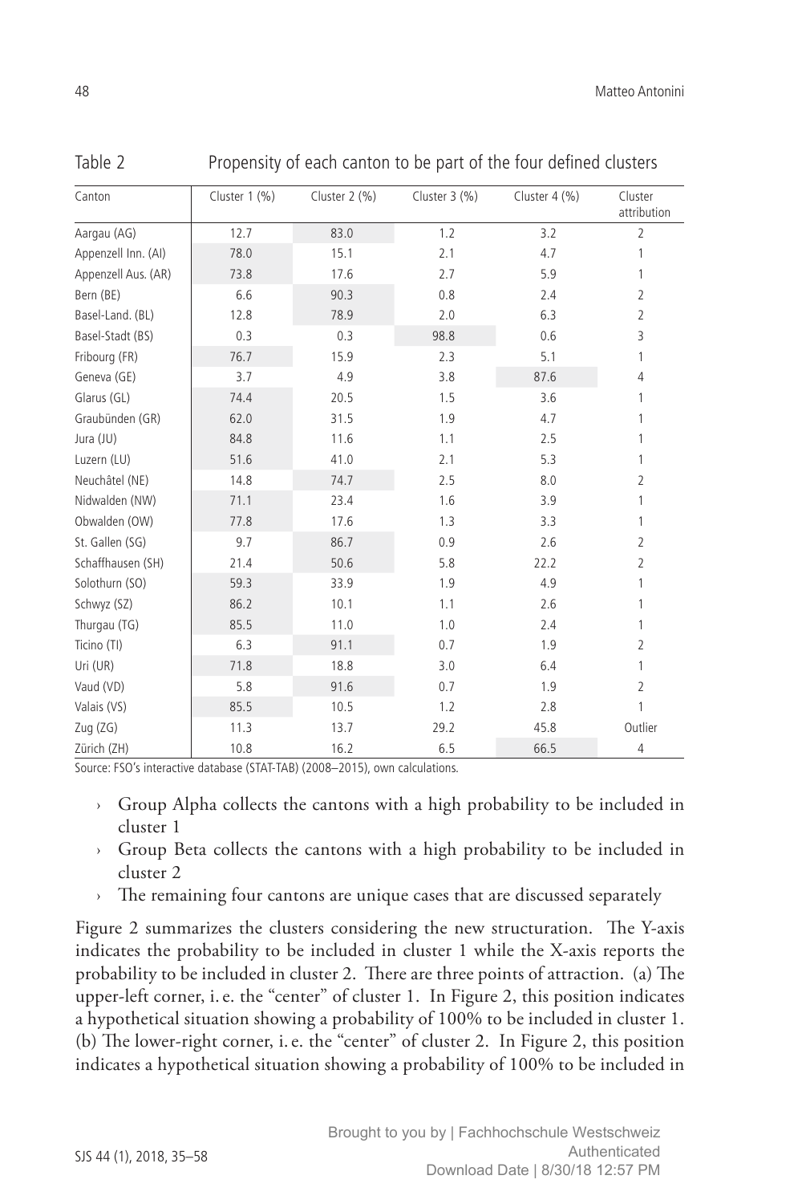Table 2 Propensity of each canton to be part of the four defined clusters

| Canton | Cluster 1 (%) | Cluster 2 (%) | Cluster 3 (%) | Cluster 4 (%) | Cluster attribution |
|---|---|---|---|---|---|
| Aargau (AG) | 12.7 | 83.0 | 1.2 | 3.2 | 2 |
| Appenzell Inn. (AI) | 78.0 | 15.1 | 2.1 | 4.7 | 1 |
| Appenzell Aus. (AR) | 73.8 | 17.6 | 2.7 | 5.9 | 1 |
| Bern (BE) | 6.6 | 90.3 | 0.8 | 2.4 | 2 |
| Basel-Land. (BL) | 12.8 | 78.9 | 2.0 | 6.3 | 2 |
| Basel-Stadt (BS) | 0.3 | 0.3 | 98.8 | 0.6 | 3 |
| Fribourg (FR) | 76.7 | 15.9 | 2.3 | 5.1 | 1 |
| Geneva (GE) | 3.7 | 4.9 | 3.8 | 87.6 | 4 |
| Glarus (GL) | 74.4 | 20.5 | 1.5 | 3.6 | 1 |
| Graubünden (GR) | 62.0 | 31.5 | 1.9 | 4.7 | 1 |
| Jura (JU) | 84.8 | 11.6 | 1.1 | 2.5 | 1 |
| Luzern (LU) | 51.6 | 41.0 | 2.1 | 5.3 | 1 |
| Neuchâtel (NE) | 14.8 | 74.7 | 2.5 | 8.0 | 2 |
| Nidwalden (NW) | 71.1 | 23.4 | 1.6 | 3.9 | 1 |
| Obwalden (OW) | 77.8 | 17.6 | 1.3 | 3.3 | 1 |
| St. Gallen (SG) | 9.7 | 86.7 | 0.9 | 2.6 | 2 |
| Schaffhausen (SH) | 21.4 | 50.6 | 5.8 | 22.2 | 2 |
| Solothurn (SO) | 59.3 | 33.9 | 1.9 | 4.9 | 1 |
| Schwyz (SZ) | 86.2 | 10.1 | 1.1 | 2.6 | 1 |
| Thurgau (TG) | 85.5 | 11.0 | 1.0 | 2.4 | 1 |
| Ticino (TI) | 6.3 | 91.1 | 0.7 | 1.9 | 2 |
| Uri (UR) | 71.8 | 18.8 | 3.0 | 6.4 | 1 |
| Vaud (VD) | 5.8 | 91.6 | 0.7 | 1.9 | 2 |
| Valais (VS) | 85.5 | 10.5 | 1.2 | 2.8 | 1 |
| Zug (ZG) | 11.3 | 13.7 | 29.2 | 45.8 | Outlier |
| Zürich (ZH) | 10.8 | 16.2 | 6.5 | 66.5 | 4 |

Source: FSO's interactive database (STAT-TAB) (2008–2015), own calculations.

- Group Alpha collects the cantons with a high probability to be included in cluster 1
- Group Beta collects the cantons with a high probability to be included in cluster 2
- The remaining four cantons are unique cases that are discussed separately

Figure 2 summarizes the clusters considering the new structuration. The Y-axis indicates the probability to be included in cluster 1 while the X-axis reports the probability to be included in cluster 2. There are three points of attraction. (a) The upper-left corner, i.e. the "center" of cluster 1. In Figure 2, this position indicates a hypothetical situation showing a probability of 100% to be included in cluster 1. (b) The lower-right corner, i.e. the "center" of cluster 2. In Figure 2, this position indicates a hypothetical situation showing a probability of 100% to be included in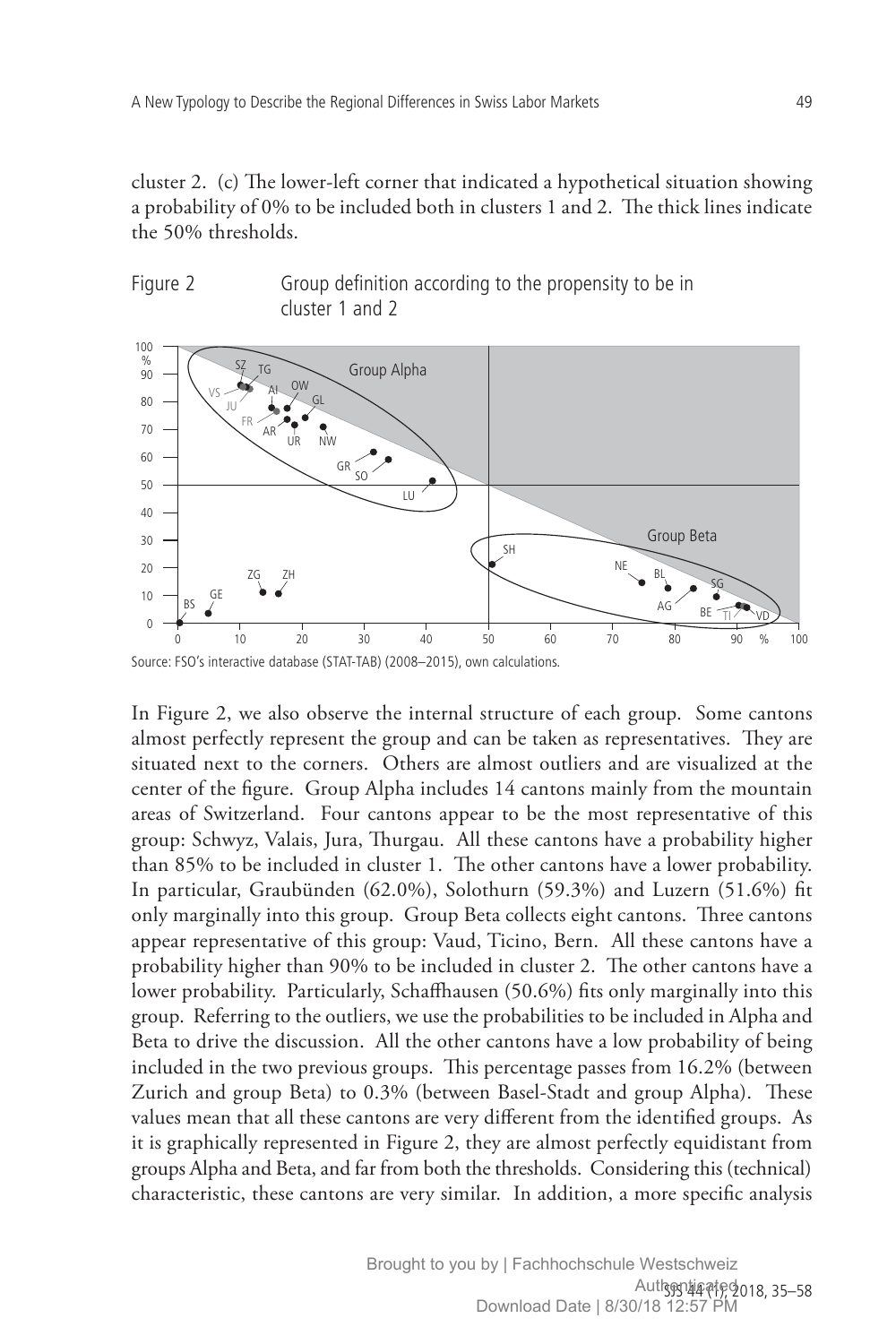cluster 2. (c) The lower-left corner that indicated a hypothetical situation showing a probability of 0% to be included both in clusters 1 and 2. The thick lines indicate the 50% thresholds.

Figure 2 Group definition according to the propensity to be in cluster 1 and 2

Source: FSO's interactive database (STAT-TAB) (2008–2015), own calculations.

In Figure 2, we also observe the internal structure of each group. Some cantons almost perfectly represent the group and can be taken as representatives. They are situated next to the corners. Others are almost outliers and are visualized at the center of the figure. Group Alpha includes 14 cantons mainly from the mountain areas of Switzerland. Four cantons appear to be the most representative of this group: Schwyz, Valais, Jura, Thurgau. All these cantons have a probability higher than 85% to be included in cluster 1. The other cantons have a lower probability. In particular, Graubünden (62.0%), Solothurn (59.3%) and Luzern (51.6%) fit only marginally into this group. Group Beta collects eight cantons. Three cantons appear representative of this group: Vaud, Ticino, Bern. All these cantons have a probability higher than 90% to be included in cluster 2. The other cantons have a lower probability. Particularly, Schaffhausen (50.6%) fits only marginally into this group. Referring to the outliers, we use the probabilities to be included in Alpha and Beta to drive the discussion. All the other cantons have a low probability of being included in the two previous groups. This percentage passes from 16.2% (between Zurich and group Beta) to 0.3% (between Basel-Stadt and group Alpha). These values mean that all these cantons are very different from the identified groups. As it is graphically represented in Figure 2, they are almost perfectly equidistant from groups Alpha and Beta, and far from both the thresholds. Considering this (technical) characteristic, these cantons are very similar. In addition, a more specific analysis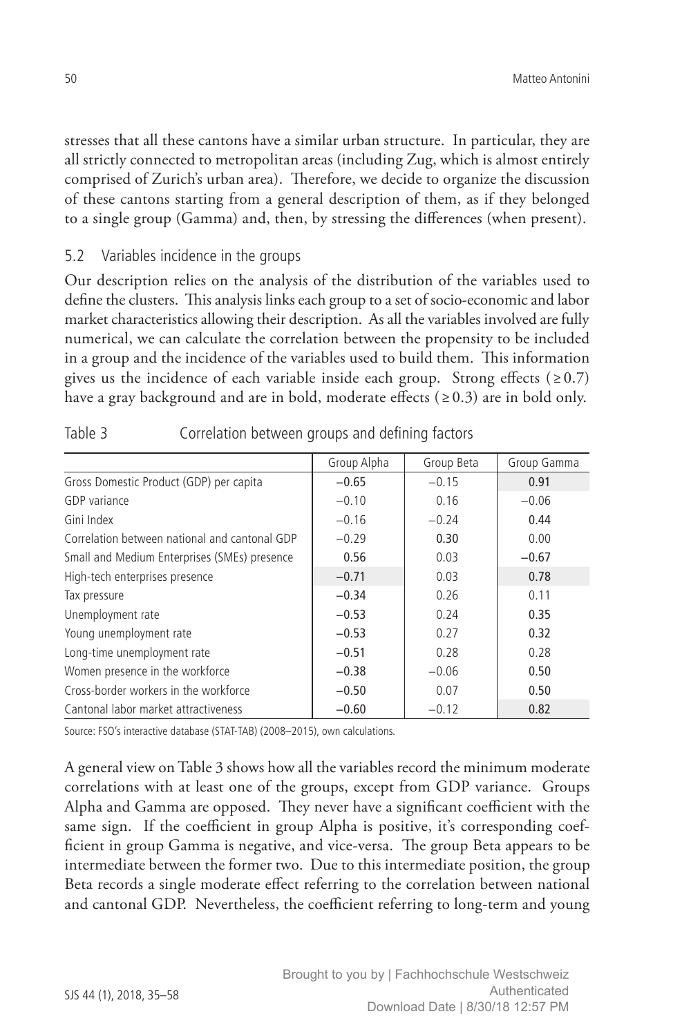stresses that all these cantons have a similar urban structure. In particular, they are all strictly connected to metropolitan areas (including Zug, which is almost entirely comprised of Zurich's urban area). Therefore, we decide to organize the discussion of these cantons starting from a general description of them, as if they belonged to a single group (Gamma) and, then, by stressing the differences (when present).

### 5.2 Variables incidence in the groups

Our description relies on the analysis of the distribution of the variables used to define the clusters. This analysis links each group to a set of socio-economic and labor market characteristics allowing their description. As all the variables involved are fully numerical, we can calculate the correlation between the propensity to be included in a group and the incidence of the variables used to build them. This information gives us the incidence of each variable inside each group. Strong effects ($\geq 0.7$) have a gray background and are in bold, moderate effects ($\geq 0.3$) are in bold only.

Table 3 Correlation between groups and defining factors

| | Group Alpha | Group Beta | Group Gamma |
|---|---|---|---|
| Gross Domestic Product (GDP) per capita | **−0.65** | −0.15 | **0.91** |
| GDP variance | −0.10 | 0.16 | −0.06 |
| Gini Index | −0.16 | −0.24 | **0.44** |
| Correlation between national and cantonal GDP | −0.29 | **0.30** | 0.00 |
| Small and Medium Enterprises (SMEs) presence | **0.56** | 0.03 | **−0.67** |
| High-tech enterprises presence | **−0.71** | 0.03 | **0.78** |
| Tax pressure | **−0.34** | 0.26 | 0.11 |
| Unemployment rate | **−0.53** | 0.24 | **0.35** |
| Young unemployment rate | **−0.53** | 0.27 | **0.32** |
| Long-time unemployment rate | **−0.51** | 0.28 | 0.28 |
| Women presence in the workforce | **−0.38** | −0.06 | **0.50** |
| Cross-border workers in the workforce | **−0.50** | 0.07 | **0.50** |
| Cantonal labor market attractiveness | **−0.60** | −0.12 | **0.82** |

Source: FSO's interactive database (STAT-TAB) (2008–2015), own calculations.

A general view on Table 3 shows how all the variables record the minimum moderate correlations with at least one of the groups, except from GDP variance. Groups Alpha and Gamma are opposed. They never have a significant coefficient with the same sign. If the coefficient in group Alpha is positive, it's corresponding coefficient in group Gamma is negative, and vice-versa. The group Beta appears to be intermediate between the former two. Due to this intermediate position, the group Beta records a single moderate effect referring to the correlation between national and cantonal GDP. Nevertheless, the coefficient referring to long-term and young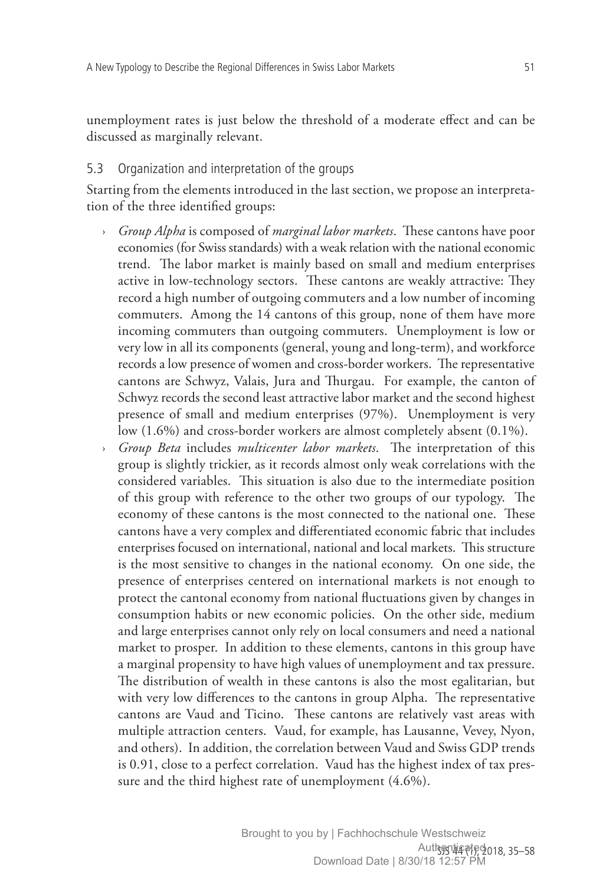unemployment rates is just below the threshold of a moderate effect and can be discussed as marginally relevant.

### 5.3 Organization and interpretation of the groups

Starting from the elements introduced in the last section, we propose an interpretation of the three identified groups:

- *Group Alpha* is composed of *marginal labor markets*. These cantons have poor economies (for Swiss standards) with a weak relation with the national economic trend. The labor market is mainly based on small and medium enterprises active in low-technology sectors. These cantons are weakly attractive: They record a high number of outgoing commuters and a low number of incoming commuters. Among the 14 cantons of this group, none of them have more incoming commuters than outgoing commuters. Unemployment is low or very low in all its components (general, young and long-term), and workforce records a low presence of women and cross-border workers. The representative cantons are Schwyz, Valais, Jura and Thurgau. For example, the canton of Schwyz records the second least attractive labor market and the second highest presence of small and medium enterprises (97%). Unemployment is very low (1.6%) and cross-border workers are almost completely absent (0.1%).
- *Group Beta* includes *multicenter labor markets*. The interpretation of this group is slightly trickier, as it records almost only weak correlations with the considered variables. This situation is also due to the intermediate position of this group with reference to the other two groups of our typology. The economy of these cantons is the most connected to the national one. These cantons have a very complex and differentiated economic fabric that includes enterprises focused on international, national and local markets. This structure is the most sensitive to changes in the national economy. On one side, the presence of enterprises centered on international markets is not enough to protect the cantonal economy from national fluctuations given by changes in consumption habits or new economic policies. On the other side, medium and large enterprises cannot only rely on local consumers and need a national market to prosper. In addition to these elements, cantons in this group have a marginal propensity to have high values of unemployment and tax pressure. The distribution of wealth in these cantons is also the most egalitarian, but with very low differences to the cantons in group Alpha. The representative cantons are Vaud and Ticino. These cantons are relatively vast areas with multiple attraction centers. Vaud, for example, has Lausanne, Vevey, Nyon, and others). In addition, the correlation between Vaud and Swiss GDP trends is 0.91, close to a perfect correlation. Vaud has the highest index of tax pressure and the third highest rate of unemployment (4.6%).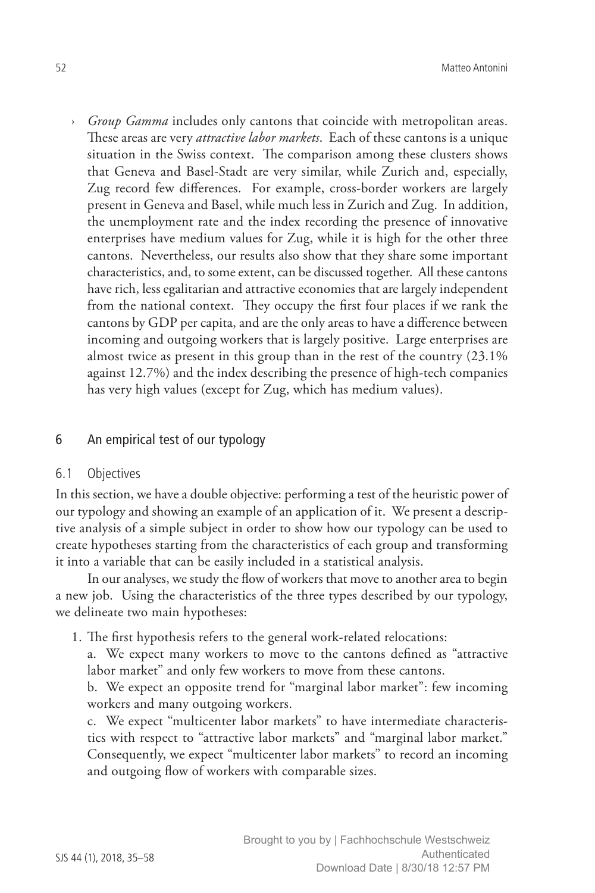- *Group Gamma* includes only cantons that coincide with metropolitan areas. These areas are very *attractive labor markets*. Each of these cantons is a unique situation in the Swiss context. The comparison among these clusters shows that Geneva and Basel-Stadt are very similar, while Zurich and, especially, Zug record few differences. For example, cross-border workers are largely present in Geneva and Basel, while much less in Zurich and Zug. In addition, the unemployment rate and the index recording the presence of innovative enterprises have medium values for Zug, while it is high for the other three cantons. Nevertheless, our results also show that they share some important characteristics, and, to some extent, can be discussed together. All these cantons have rich, less egalitarian and attractive economies that are largely independent from the national context. They occupy the first four places if we rank the cantons by GDP per capita, and are the only areas to have a difference between incoming and outgoing workers that is largely positive. Large enterprises are almost twice as present in this group than in the rest of the country (23.1% against 12.7%) and the index describing the presence of high-tech companies has very high values (except for Zug, which has medium values).

## 6 An empirical test of our typology

### 6.1 Objectives

In this section, we have a double objective: performing a test of the heuristic power of our typology and showing an example of an application of it. We present a descriptive analysis of a simple subject in order to show how our typology can be used to create hypotheses starting from the characteristics of each group and transforming it into a variable that can be easily included in a statistical analysis.

In our analyses, we study the flow of workers that move to another area to begin a new job. Using the characteristics of the three types described by our typology, we delineate two main hypotheses:

1. The first hypothesis refers to the general work-related relocations:

   a. We expect many workers to move to the cantons defined as "attractive labor market" and only few workers to move from these cantons.

   b. We expect an opposite trend for "marginal labor market": few incoming workers and many outgoing workers.

   c. We expect "multicenter labor markets" to have intermediate characteristics with respect to "attractive labor markets" and "marginal labor market." Consequently, we expect "multicenter labor markets" to record an incoming and outgoing flow of workers with comparable sizes.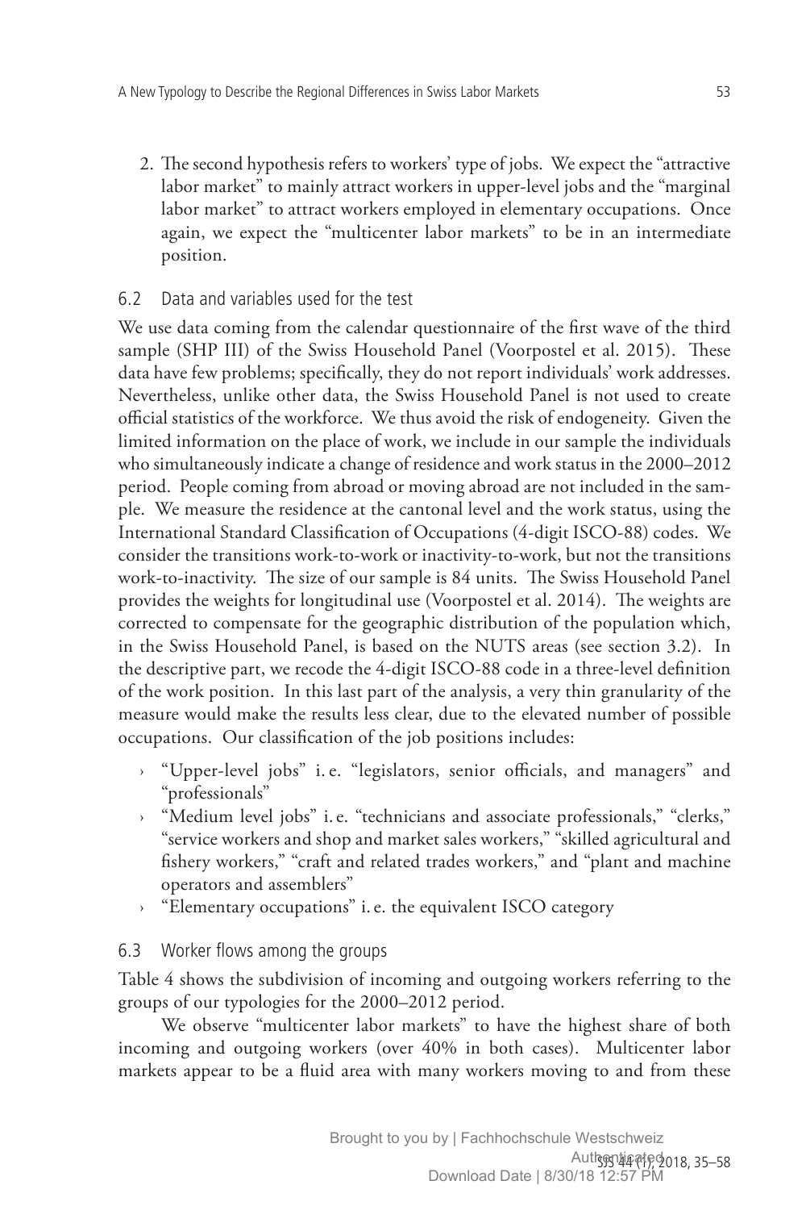2. The second hypothesis refers to workers' type of jobs. We expect the "attractive labor market" to mainly attract workers in upper-level jobs and the "marginal labor market" to attract workers employed in elementary occupations. Once again, we expect the "multicenter labor markets" to be in an intermediate position.

### 6.2 Data and variables used for the test

We use data coming from the calendar questionnaire of the first wave of the third sample (SHP III) of the Swiss Household Panel (Voorpostel et al. 2015). These data have few problems; specifically, they do not report individuals' work addresses. Nevertheless, unlike other data, the Swiss Household Panel is not used to create official statistics of the workforce. We thus avoid the risk of endogeneity. Given the limited information on the place of work, we include in our sample the individuals who simultaneously indicate a change of residence and work status in the 2000–2012 period. People coming from abroad or moving abroad are not included in the sample. We measure the residence at the cantonal level and the work status, using the International Standard Classification of Occupations (4-digit ISCO-88) codes. We consider the transitions work-to-work or inactivity-to-work, but not the transitions work-to-inactivity. The size of our sample is 84 units. The Swiss Household Panel provides the weights for longitudinal use (Voorpostel et al. 2014). The weights are corrected to compensate for the geographic distribution of the population which, in the Swiss Household Panel, is based on the NUTS areas (see section 3.2). In the descriptive part, we recode the 4-digit ISCO-88 code in a three-level definition of the work position. In this last part of the analysis, a very thin granularity of the measure would make the results less clear, due to the elevated number of possible occupations. Our classification of the job positions includes:

- "Upper-level jobs" i. e. "legislators, senior officials, and managers" and "professionals"
- "Medium level jobs" i. e. "technicians and associate professionals," "clerks," "service workers and shop and market sales workers," "skilled agricultural and fishery workers," "craft and related trades workers," and "plant and machine operators and assemblers"
- "Elementary occupations" i. e. the equivalent ISCO category

### 6.3 Worker flows among the groups

Table 4 shows the subdivision of incoming and outgoing workers referring to the groups of our typologies for the 2000–2012 period.

We observe "multicenter labor markets" to have the highest share of both incoming and outgoing workers (over 40% in both cases). Multicenter labor markets appear to be a fluid area with many workers moving to and from these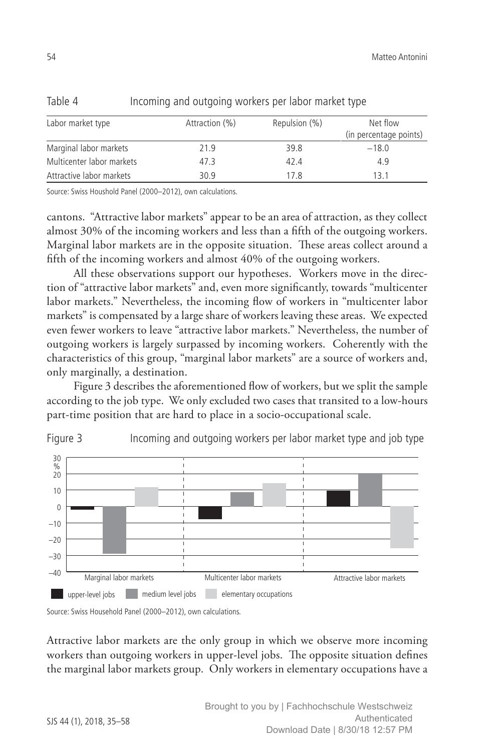Table 4 Incoming and outgoing workers per labor market type

| Labor market type | Attraction (%) | Repulsion (%) | Net flow (in percentage points) |
|---|---|---|---|
| Marginal labor markets | 21.9 | 39.8 | −18.0 |
| Multicenter labor markets | 47.3 | 42.4 | 4.9 |
| Attractive labor markets | 30.9 | 17.8 | 13.1 |

Source: Swiss Houshold Panel (2000–2012), own calculations.

cantons. "Attractive labor markets" appear to be an area of attraction, as they collect almost 30% of the incoming workers and less than a fifth of the outgoing workers. Marginal labor markets are in the opposite situation. These areas collect around a fifth of the incoming workers and almost 40% of the outgoing workers.

All these observations support our hypotheses. Workers move in the direction of "attractive labor markets" and, even more significantly, towards "multicenter labor markets." Nevertheless, the incoming flow of workers in "multicenter labor markets" is compensated by a large share of workers leaving these areas. We expected even fewer workers to leave "attractive labor markets." Nevertheless, the number of outgoing workers is largely surpassed by incoming workers. Coherently with the characteristics of this group, "marginal labor markets" are a source of workers and, only marginally, a destination.

Figure 3 describes the aforementioned flow of workers, but we split the sample according to the job type. We only excluded two cases that transited to a low-hours part-time position that are hard to place in a socio-occupational scale.

Figure 3 Incoming and outgoing workers per labor market type and job type

Source: Swiss Household Panel (2000–2012), own calculations.

Attractive labor markets are the only group in which we observe more incoming workers than outgoing workers in upper-level jobs. The opposite situation defines the marginal labor markets group. Only workers in elementary occupations have a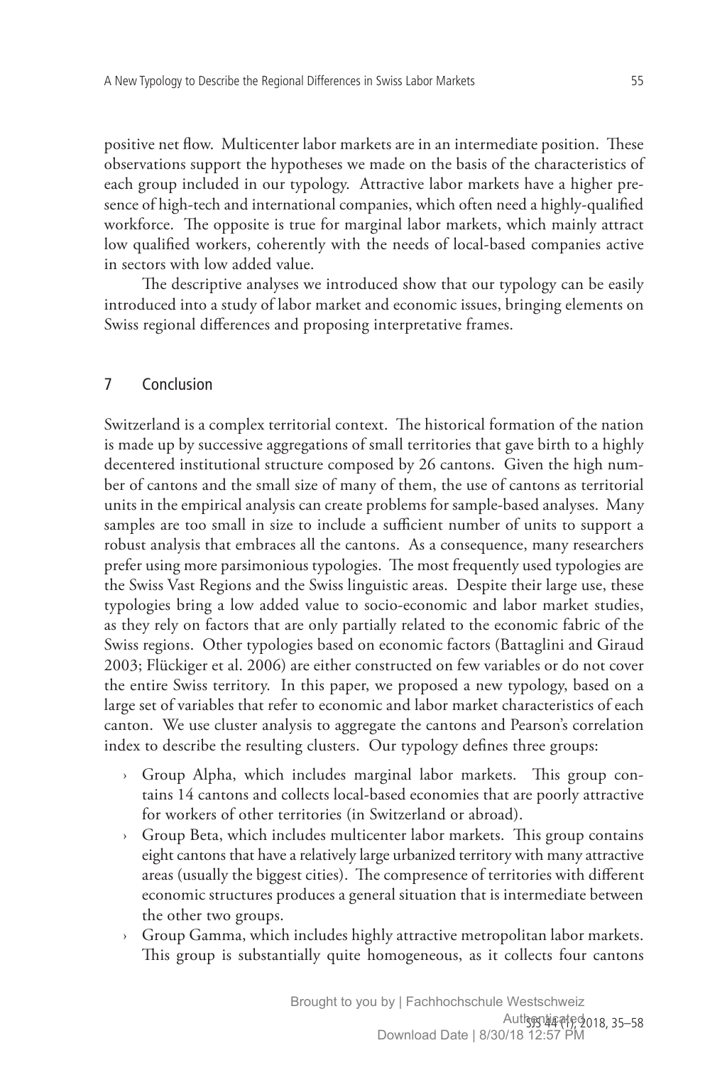positive net flow. Multicenter labor markets are in an intermediate position. These observations support the hypotheses we made on the basis of the characteristics of each group included in our typology. Attractive labor markets have a higher presence of high-tech and international companies, which often need a highly-qualified workforce. The opposite is true for marginal labor markets, which mainly attract low qualified workers, coherently with the needs of local-based companies active in sectors with low added value.

The descriptive analyses we introduced show that our typology can be easily introduced into a study of labor market and economic issues, bringing elements on Swiss regional differences and proposing interpretative frames.

## 7 Conclusion

Switzerland is a complex territorial context. The historical formation of the nation is made up by successive aggregations of small territories that gave birth to a highly decentered institutional structure composed by 26 cantons. Given the high number of cantons and the small size of many of them, the use of cantons as territorial units in the empirical analysis can create problems for sample-based analyses. Many samples are too small in size to include a sufficient number of units to support a robust analysis that embraces all the cantons. As a consequence, many researchers prefer using more parsimonious typologies. The most frequently used typologies are the Swiss Vast Regions and the Swiss linguistic areas. Despite their large use, these typologies bring a low added value to socio-economic and labor market studies, as they rely on factors that are only partially related to the economic fabric of the Swiss regions. Other typologies based on economic factors (Battaglini and Giraud 2003; Flückiger et al. 2006) are either constructed on few variables or do not cover the entire Swiss territory. In this paper, we proposed a new typology, based on a large set of variables that refer to economic and labor market characteristics of each canton. We use cluster analysis to aggregate the cantons and Pearson's correlation index to describe the resulting clusters. Our typology defines three groups:

- Group Alpha, which includes marginal labor markets. This group contains 14 cantons and collects local-based economies that are poorly attractive for workers of other territories (in Switzerland or abroad).
- Group Beta, which includes multicenter labor markets. This group contains eight cantons that have a relatively large urbanized territory with many attractive areas (usually the biggest cities). The compresence of territories with different economic structures produces a general situation that is intermediate between the other two groups.
- Group Gamma, which includes highly attractive metropolitan labor markets. This group is substantially quite homogeneous, as it collects four cantons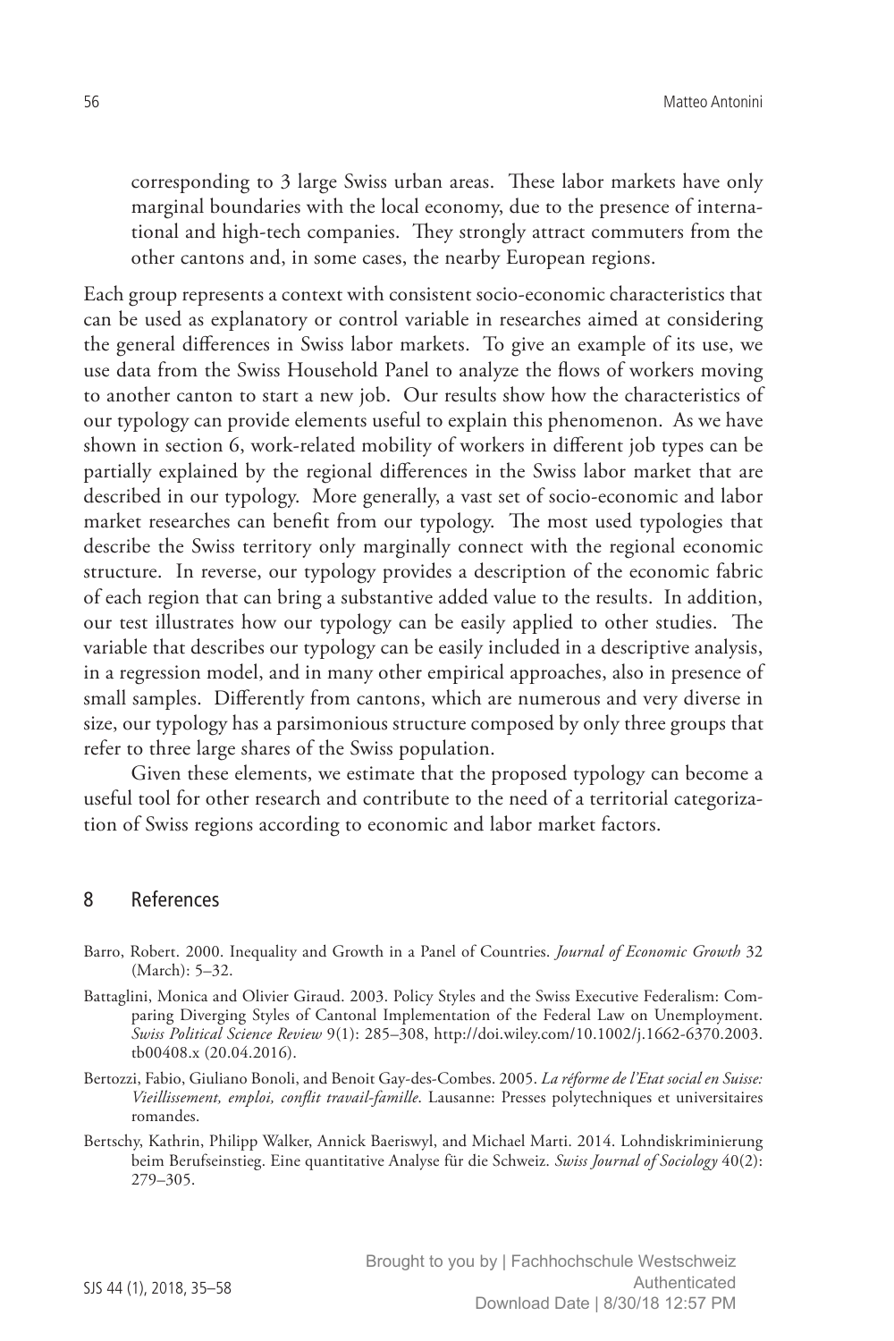corresponding to 3 large Swiss urban areas. These labor markets have only marginal boundaries with the local economy, due to the presence of international and high-tech companies. They strongly attract commuters from the other cantons and, in some cases, the nearby European regions.

Each group represents a context with consistent socio-economic characteristics that can be used as explanatory or control variable in researches aimed at considering the general differences in Swiss labor markets. To give an example of its use, we use data from the Swiss Household Panel to analyze the flows of workers moving to another canton to start a new job. Our results show how the characteristics of our typology can provide elements useful to explain this phenomenon. As we have shown in section 6, work-related mobility of workers in different job types can be partially explained by the regional differences in the Swiss labor market that are described in our typology. More generally, a vast set of socio-economic and labor market researches can benefit from our typology. The most used typologies that describe the Swiss territory only marginally connect with the regional economic structure. In reverse, our typology provides a description of the economic fabric of each region that can bring a substantive added value to the results. In addition, our test illustrates how our typology can be easily applied to other studies. The variable that describes our typology can be easily included in a descriptive analysis, in a regression model, and in many other empirical approaches, also in presence of small samples. Differently from cantons, which are numerous and very diverse in size, our typology has a parsimonious structure composed by only three groups that refer to three large shares of the Swiss population.

Given these elements, we estimate that the proposed typology can become a useful tool for other research and contribute to the need of a territorial categorization of Swiss regions according to economic and labor market factors.

## 8 References

Barro, Robert. 2000. Inequality and Growth in a Panel of Countries. *Journal of Economic Growth* 32 (March): 5–32.

Battaglini, Monica and Olivier Giraud. 2003. Policy Styles and the Swiss Executive Federalism: Comparing Diverging Styles of Cantonal Implementation of the Federal Law on Unemployment. *Swiss Political Science Review* 9(1): 285–308, http://doi.wiley.com/10.1002/j.1662-6370.2003.tb00408.x (20.04.2016).

Bertozzi, Fabio, Giuliano Bonoli, and Benoit Gay-des-Combes. 2005. *La réforme de l'Etat social en Suisse: Vieillissement, emploi, conflit travail-famille*. Lausanne: Presses polytechniques et universitaires romandes.

Bertschy, Kathrin, Philipp Walker, Annick Baeriswyl, and Michael Marti. 2014. Lohndiskriminierung beim Berufseinstieg. Eine quantitative Analyse für die Schweiz. *Swiss Journal of Sociology* 40(2): 279–305.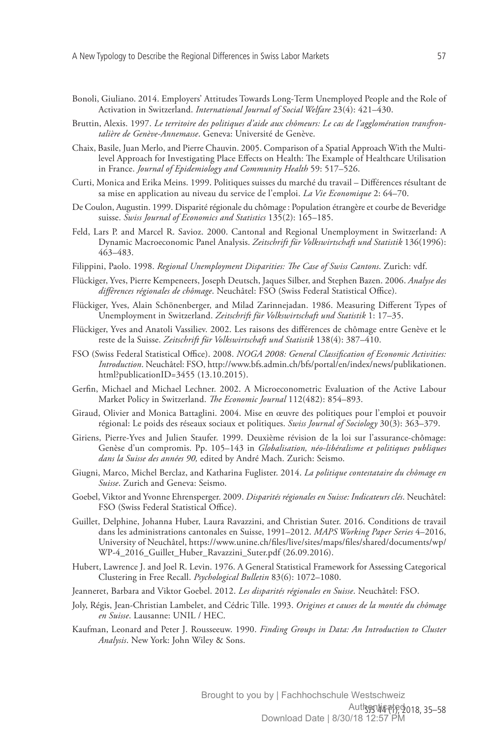Bonoli, Giuliano. 2014. Employers' Attitudes Towards Long-Term Unemployed People and the Role of Activation in Switzerland. *International Journal of Social Welfare* 23(4): 421–430.

Bruttin, Alexis. 1997. *Le territoire des politiques d'aide aux chômeurs: Le cas de l'agglomération transfrontalière de Genève-Annemasse*. Geneva: Université de Genève.

Chaix, Basile, Juan Merlo, and Pierre Chauvin. 2005. Comparison of a Spatial Approach With the Multilevel Approach for Investigating Place Effects on Health: The Example of Healthcare Utilisation in France. *Journal of Epidemiology and Community Health* 59: 517–526.

Curti, Monica and Erika Meins. 1999. Politiques suisses du marché du travail – Différences résultant de sa mise en application au niveau du service de l'emploi. *La Vie Economique* 2: 64–70.

De Coulon, Augustin. 1999. Disparité régionale du chômage : Population étrangère et courbe de Beveridge suisse. *Swiss Journal of Economics and Statistics* 135(2): 165–185.

Feld, Lars P. and Marcel R. Savioz. 2000. Cantonal and Regional Unemployment in Switzerland: A Dynamic Macroeconomic Panel Analysis. *Zeitschrift für Volkswirtschaft und Statistik* 136(1996): 463–483.

Filippini, Paolo. 1998. *Regional Unemployment Disparities: The Case of Swiss Cantons*. Zurich: vdf.

Flückiger, Yves, Pierre Kempeneers, Joseph Deutsch, Jaques Silber, and Stephen Bazen. 2006. *Analyse des différences régionales de chômage*. Neuchâtel: FSO (Swiss Federal Statistical Office).

Flückiger, Yves, Alain Schönenberger, and Milad Zarinnejadan. 1986. Measuring Different Types of Unemployment in Switzerland. *Zeitschrift für Volkswirtschaft und Statistik* 1: 17–35.

Flückiger, Yves and Anatoli Vassiliev. 2002. Les raisons des différences de chômage entre Genève et le reste de la Suisse. *Zeitschrift für Volkswirtschaft und Statistik* 138(4): 387–410.

FSO (Swiss Federal Statistical Office). 2008. *NOGA 2008: General Classification of Economic Activities: Introduction*. Neuchâtel: FSO, http://www.bfs.admin.ch/bfs/portal/en/index/news/publikationen.html?publicationID=3455 (13.10.2015).

Gerfin, Michael and Michael Lechner. 2002. A Microeconometric Evaluation of the Active Labour Market Policy in Switzerland. *The Economic Journal* 112(482): 854–893.

Giraud, Olivier and Monica Battaglini. 2004. Mise en œuvre des politiques pour l'emploi et pouvoir régional: Le poids des réseaux sociaux et politiques. *Swiss Journal of Sociology* 30(3): 363–379.

Giriens, Pierre-Yves and Julien Staufer. 1999. Deuxième révision de la loi sur l'assurance-chômage: Genèse d'un compromis. Pp. 105–143 in *Globalisation, néo-libéralisme et politiques publiques dans la Suisse des années 90,* edited by André Mach. Zurich: Seismo.

Giugni, Marco, Michel Berclaz, and Katharina Fuglister. 2014. *La politique contestataire du chômage en Suisse*. Zurich and Geneva: Seismo.

Goebel, Viktor and Yvonne Ehrensperger. 2009. *Disparités régionales en Suisse: Indicateurs clés*. Neuchâtel: FSO (Swiss Federal Statistical Office).

Guillet, Delphine, Johanna Huber, Laura Ravazzini, and Christian Suter. 2016. Conditions de travail dans les administrations cantonales en Suisse, 1991–2012. *MAPS Working Paper Series* 4–2016, University of Neuchâtel, https://www.unine.ch/files/live/sites/maps/files/shared/documents/wp/WP-4_2016_Guillet_Huber_Ravazzini_Suter.pdf (26.09.2016).

Hubert, Lawrence J. and Joel R. Levin. 1976. A General Statistical Framework for Assessing Categorical Clustering in Free Recall. *Psychological Bulletin* 83(6): 1072–1080.

Jeanneret, Barbara and Viktor Goebel. 2012. *Les disparités régionales en Suisse*. Neuchâtel: FSO.

Joly, Régis, Jean-Christian Lambelet, and Cédric Tille. 1993. *Origines et causes de la montée du chômage en Suisse*. Lausanne: UNIL / HEC.

Kaufman, Leonard and Peter J. Rousseeuw. 1990. *Finding Groups in Data: An Introduction to Cluster Analysis*. New York: John Wiley & Sons.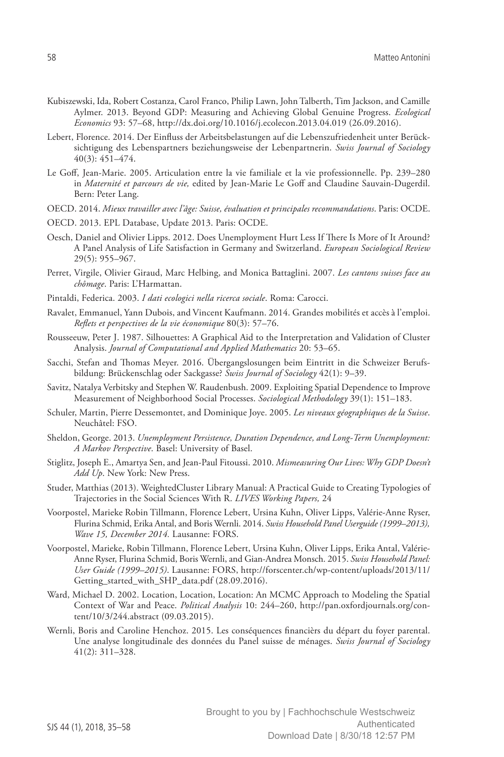Kubiszewski, Ida, Robert Costanza, Carol Franco, Philip Lawn, John Talberth, Tim Jackson, and Camille Aylmer. 2013. Beyond GDP: Measuring and Achieving Global Genuine Progress. *Ecological Economics* 93: 57–68, http://dx.doi.org/10.1016/j.ecolecon.2013.04.019 (26.09.2016).

Lebert, Florence. 2014. Der Einfluss der Arbeitsbelastungen auf die Lebenszufriedenheit unter Berücksichtigung des Lebenspartners beziehungsweise der Lebenpartnerin. *Swiss Journal of Sociology* 40(3): 451–474.

Le Goff, Jean-Marie. 2005. Articulation entre la vie familiale et la vie professionnelle. Pp. 239–280 in *Maternité et parcours de vie,* edited by Jean-Marie Le Goff and Claudine Sauvain-Dugerdil. Bern: Peter Lang.

OECD. 2014. *Mieux travailler avec l'âge: Suisse, évaluation et principales recommandations*. Paris: OCDE.

OECD. 2013. EPL Database, Update 2013. Paris: OCDE.

Oesch, Daniel and Olivier Lipps. 2012. Does Unemployment Hurt Less If There Is More of It Around? A Panel Analysis of Life Satisfaction in Germany and Switzerland. *European Sociological Review* 29(5): 955–967.

Perret, Virgile, Olivier Giraud, Marc Helbing, and Monica Battaglini. 2007. *Les cantons suisses face au chômage*. Paris: L'Harmattan.

Pintaldi, Federica. 2003. *I dati ecologici nella ricerca sociale*. Roma: Carocci.

Ravalet, Emmanuel, Yann Dubois, and Vincent Kaufmann. 2014. Grandes mobilités et accès à l'emploi. *Reflets et perspectives de la vie économique* 80(3): 57–76.

Rousseeuw, Peter J. 1987. Silhouettes: A Graphical Aid to the Interpretation and Validation of Cluster Analysis. *Journal of Computational and Applied Mathematics* 20: 53–65.

Sacchi, Stefan and Thomas Meyer. 2016. Übergangslosungen beim Eintritt in die Schweizer Berufsbildung: Brückenschlag oder Sackgasse? *Swiss Journal of Sociology* 42(1): 9–39.

Savitz, Natalya Verbitsky and Stephen W. Raudenbush. 2009. Exploiting Spatial Dependence to Improve Measurement of Neighborhood Social Processes. *Sociological Methodology* 39(1): 151–183.

Schuler, Martin, Pierre Dessemontet, and Dominique Joye. 2005. *Les niveaux géographiques de la Suisse*. Neuchâtel: FSO.

Sheldon, George. 2013. *Unemployment Persistence, Duration Dependence, and Long-Term Unemployment: A Markov Perspective*. Basel: University of Basel.

Stiglitz, Joseph E., Amartya Sen, and Jean-Paul Fitoussi. 2010. *Mismeasuring Our Lives: Why GDP Doesn't Add Up*. New York: New Press.

Studer, Matthias (2013). WeightedCluster Library Manual: A Practical Guide to Creating Typologies of Trajectories in the Social Sciences With R. *LIVES Working Papers,* 24

Voorpostel, Marieke Robin Tillmann, Florence Lebert, Ursina Kuhn, Oliver Lipps, Valérie-Anne Ryser, Flurina Schmid, Erika Antal, and Boris Wernli. 2014. *Swiss Household Panel Userguide (1999–2013), Wave 15, December 2014.* Lausanne: FORS.

Voorpostel, Marieke, Robin Tillmann, Florence Lebert, Ursina Kuhn, Oliver Lipps, Erika Antal, Valérie-Anne Ryser, Flurina Schmid, Boris Wernli, and Gian-Andrea Monsch. 2015. *Swiss Household Panel: User Guide (1999–2015)*. Lausanne: FORS, http://forscenter.ch/wp-content/uploads/2013/11/Getting_started_with_SHP_data.pdf (28.09.2016).

Ward, Michael D. 2002. Location, Location, Location: An MCMC Approach to Modeling the Spatial Context of War and Peace. *Political Analysis* 10: 244–260, http://pan.oxfordjournals.org/content/10/3/244.abstract (09.03.2015).

Wernli, Boris and Caroline Henchoz. 2015. Les conséquences financièrs du départ du foyer parental. Une analyse longitudinale des données du Panel suisse de ménages. *Swiss Journal of Sociology* 41(2): 311–328.